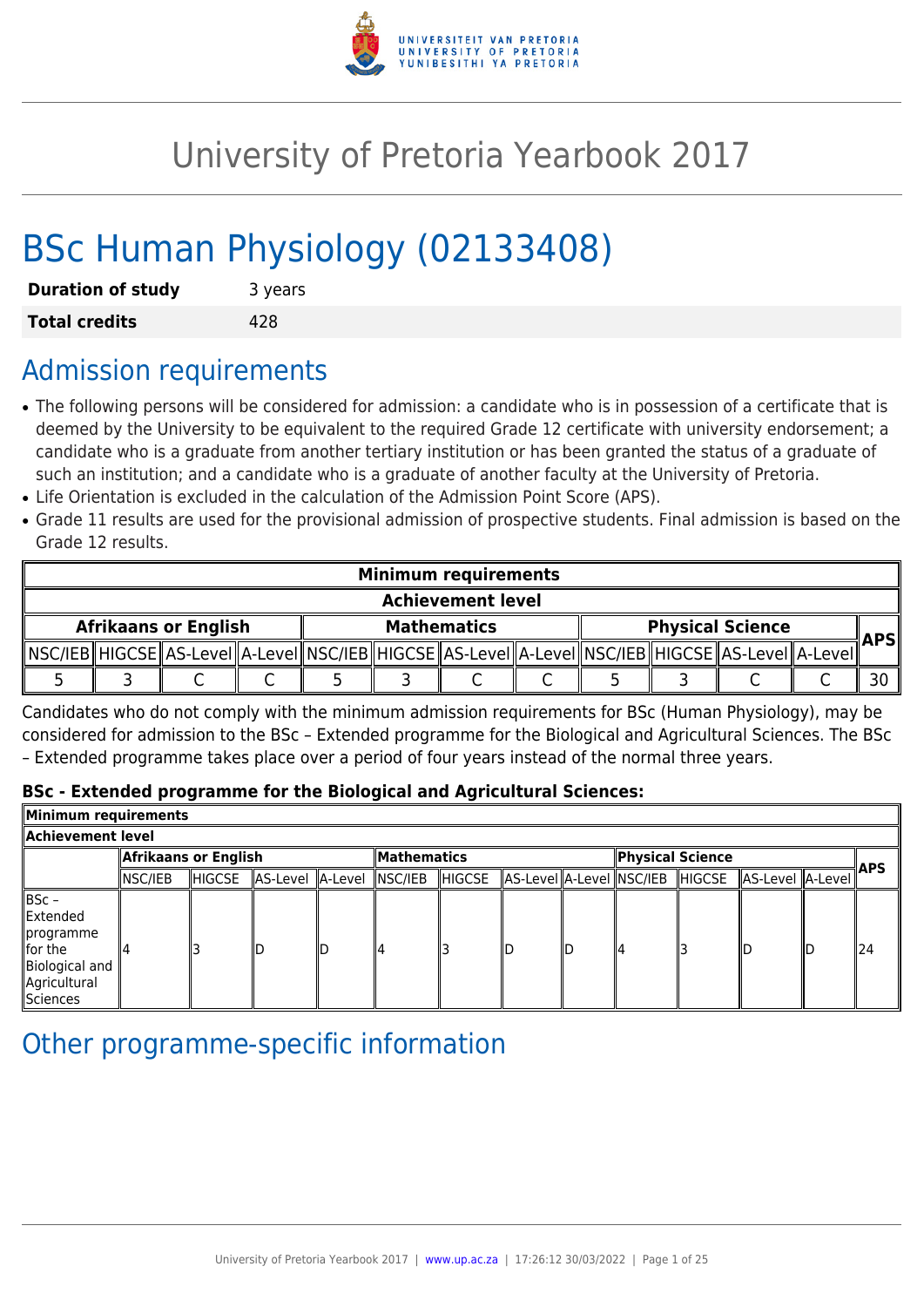# University of Pretoria Yearbook 2017

# BSc Human Physiology (02133408)

| **Duration of study** | 3 years |
|---|---|
| **Total credits** | 428 |

## Admission requirements

- The following persons will be considered for admission: a candidate who is in possession of a certificate that is deemed by the University to be equivalent to the required Grade 12 certificate with university endorsement; a candidate who is a graduate from another tertiary institution or has been granted the status of a graduate of such an institution; and a candidate who is a graduate of another faculty at the University of Pretoria.
- Life Orientation is excluded in the calculation of the Admission Point Score (APS).
- Grade 11 results are used for the provisional admission of prospective students. Final admission is based on the Grade 12 results.

| **Minimum requirements** | | | | | | | | | | | | |
|---|---|---|---|---|---|---|---|---|---|---|---|---|
| **Achievement level** | | | | | | | | | | | | |
| **Afrikaans or English** | | | | **Mathematics** | | | | **Physical Science** | | | | **APS** |
| NSC/IEB | HIGCSE | AS-Level | A-Level | NSC/IEB | HIGCSE | AS-Level | A-Level | NSC/IEB | HIGCSE | AS-Level | A-Level | |
| 5 | 3 | C | C | 5 | 3 | C | C | 5 | 3 | C | C | 30 |

Candidates who do not comply with the minimum admission requirements for BSc (Human Physiology), may be considered for admission to the BSc – Extended programme for the Biological and Agricultural Sciences. The BSc – Extended programme takes place over a period of four years instead of the normal three years.

**BSc - Extended programme for the Biological and Agricultural Sciences:**

| **Minimum requirements** | | | | | | | | | | | | | |
|---|---|---|---|---|---|---|---|---|---|---|---|---|---|
| **Achievement level** | | | | | | | | | | | | | |
| | **Afrikaans or English** | | | | **Mathematics** | | | | **Physical Science** | | | | **APS** |
| | NSC/IEB | HIGCSE | AS-Level | A-Level | NSC/IEB | HIGCSE | AS-Level | A-Level | NSC/IEB | HIGCSE | AS-Level | A-Level | |
| BSc – Extended programme for the Biological and Agricultural Sciences | 4 | 3 | D | D | 4 | 3 | D | D | 4 | 3 | D | D | 24 |

## Other programme-specific information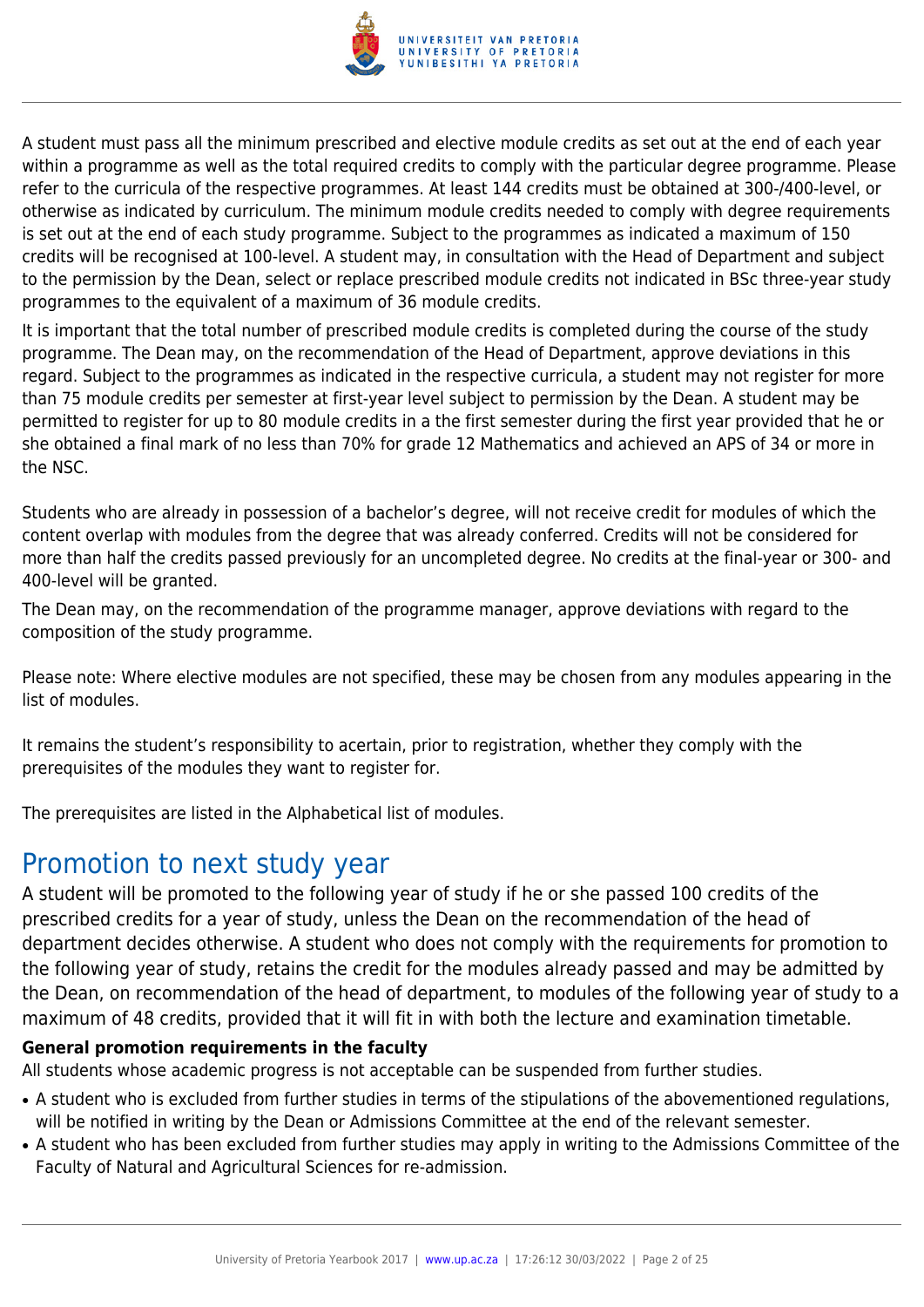A student must pass all the minimum prescribed and elective module credits as set out at the end of each year within a programme as well as the total required credits to comply with the particular degree programme. Please refer to the curricula of the respective programmes. At least 144 credits must be obtained at 300-/400-level, or otherwise as indicated by curriculum. The minimum module credits needed to comply with degree requirements is set out at the end of each study programme. Subject to the programmes as indicated a maximum of 150 credits will be recognised at 100-level. A student may, in consultation with the Head of Department and subject to the permission by the Dean, select or replace prescribed module credits not indicated in BSc three-year study programmes to the equivalent of a maximum of 36 module credits.

It is important that the total number of prescribed module credits is completed during the course of the study programme. The Dean may, on the recommendation of the Head of Department, approve deviations in this regard. Subject to the programmes as indicated in the respective curricula, a student may not register for more than 75 module credits per semester at first-year level subject to permission by the Dean. A student may be permitted to register for up to 80 module credits in a the first semester during the first year provided that he or she obtained a final mark of no less than 70% for grade 12 Mathematics and achieved an APS of 34 or more in the NSC.

Students who are already in possession of a bachelor's degree, will not receive credit for modules of which the content overlap with modules from the degree that was already conferred. Credits will not be considered for more than half the credits passed previously for an uncompleted degree. No credits at the final-year or 300- and 400-level will be granted.

The Dean may, on the recommendation of the programme manager, approve deviations with regard to the composition of the study programme.

Please note: Where elective modules are not specified, these may be chosen from any modules appearing in the list of modules.

It remains the student's responsibility to acertain, prior to registration, whether they comply with the prerequisites of the modules they want to register for.

The prerequisites are listed in the Alphabetical list of modules.

# Promotion to next study year

A student will be promoted to the following year of study if he or she passed 100 credits of the prescribed credits for a year of study, unless the Dean on the recommendation of the head of department decides otherwise. A student who does not comply with the requirements for promotion to the following year of study, retains the credit for the modules already passed and may be admitted by the Dean, on recommendation of the head of department, to modules of the following year of study to a maximum of 48 credits, provided that it will fit in with both the lecture and examination timetable.

**General promotion requirements in the faculty**

All students whose academic progress is not acceptable can be suspended from further studies.

- A student who is excluded from further studies in terms of the stipulations of the abovementioned regulations, will be notified in writing by the Dean or Admissions Committee at the end of the relevant semester.
- A student who has been excluded from further studies may apply in writing to the Admissions Committee of the Faculty of Natural and Agricultural Sciences for re-admission.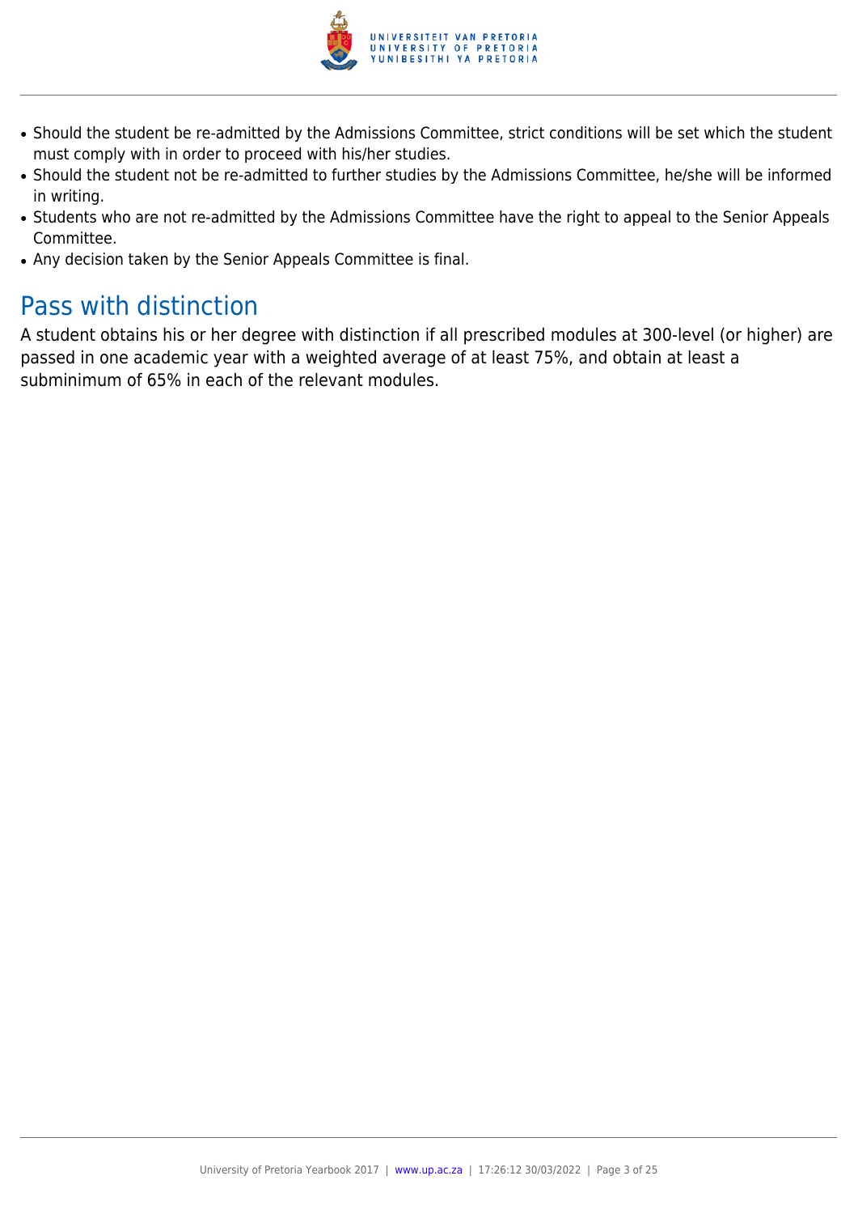- Should the student be re-admitted by the Admissions Committee, strict conditions will be set which the student must comply with in order to proceed with his/her studies.
- Should the student not be re-admitted to further studies by the Admissions Committee, he/she will be informed in writing.
- Students who are not re-admitted by the Admissions Committee have the right to appeal to the Senior Appeals Committee.
- Any decision taken by the Senior Appeals Committee is final.

## Pass with distinction

A student obtains his or her degree with distinction if all prescribed modules at 300-level (or higher) are passed in one academic year with a weighted average of at least 75%, and obtain at least a subminimum of 65% in each of the relevant modules.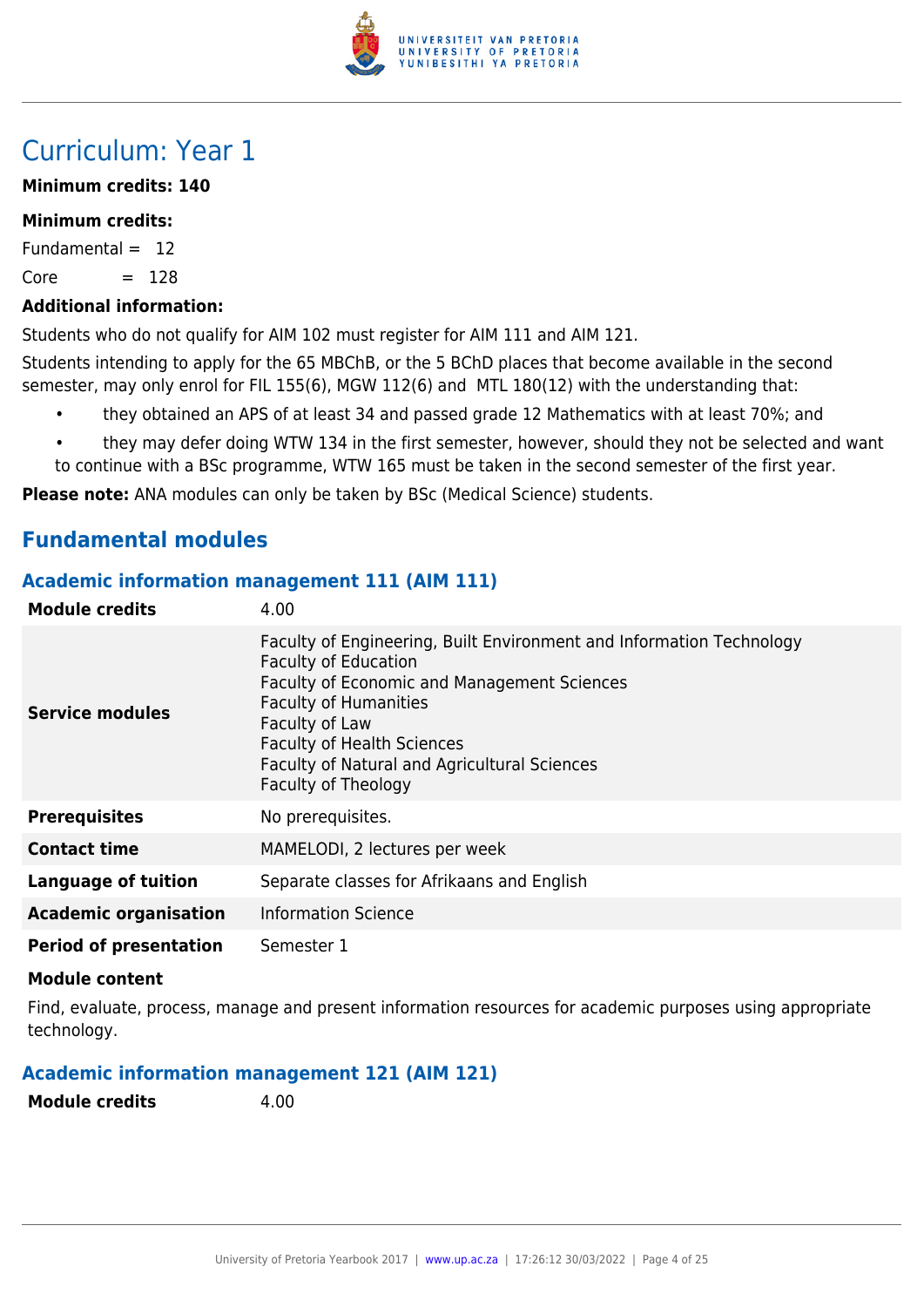# Curriculum: Year 1

**Minimum credits: 140**

**Minimum credits:**

Fundamental = 12

Core = 128

**Additional information:**

Students who do not qualify for AIM 102 must register for AIM 111 and AIM 121.

Students intending to apply for the 65 MBChB, or the 5 BChD places that become available in the second semester, may only enrol for FIL 155(6), MGW 112(6) and MTL 180(12) with the understanding that:

- they obtained an APS of at least 34 and passed grade 12 Mathematics with at least 70%; and
- they may defer doing WTW 134 in the first semester, however, should they not be selected and want to continue with a BSc programme, WTW 165 must be taken in the second semester of the first year.

**Please note:** ANA modules can only be taken by BSc (Medical Science) students.

## Fundamental modules

### Academic information management 111 (AIM 111)

| | |
|---|---|
| **Module credits** | 4.00 |
| **Service modules** | Faculty of Engineering, Built Environment and Information Technology<br>Faculty of Education<br>Faculty of Economic and Management Sciences<br>Faculty of Humanities<br>Faculty of Law<br>Faculty of Health Sciences<br>Faculty of Natural and Agricultural Sciences<br>Faculty of Theology |
| **Prerequisites** | No prerequisites. |
| **Contact time** | MAMELODI, 2 lectures per week |
| **Language of tuition** | Separate classes for Afrikaans and English |
| **Academic organisation** | Information Science |
| **Period of presentation** | Semester 1 |

**Module content**

Find, evaluate, process, manage and present information resources for academic purposes using appropriate technology.

### Academic information management 121 (AIM 121)

| | |
|---|---|
| **Module credits** | 4.00 |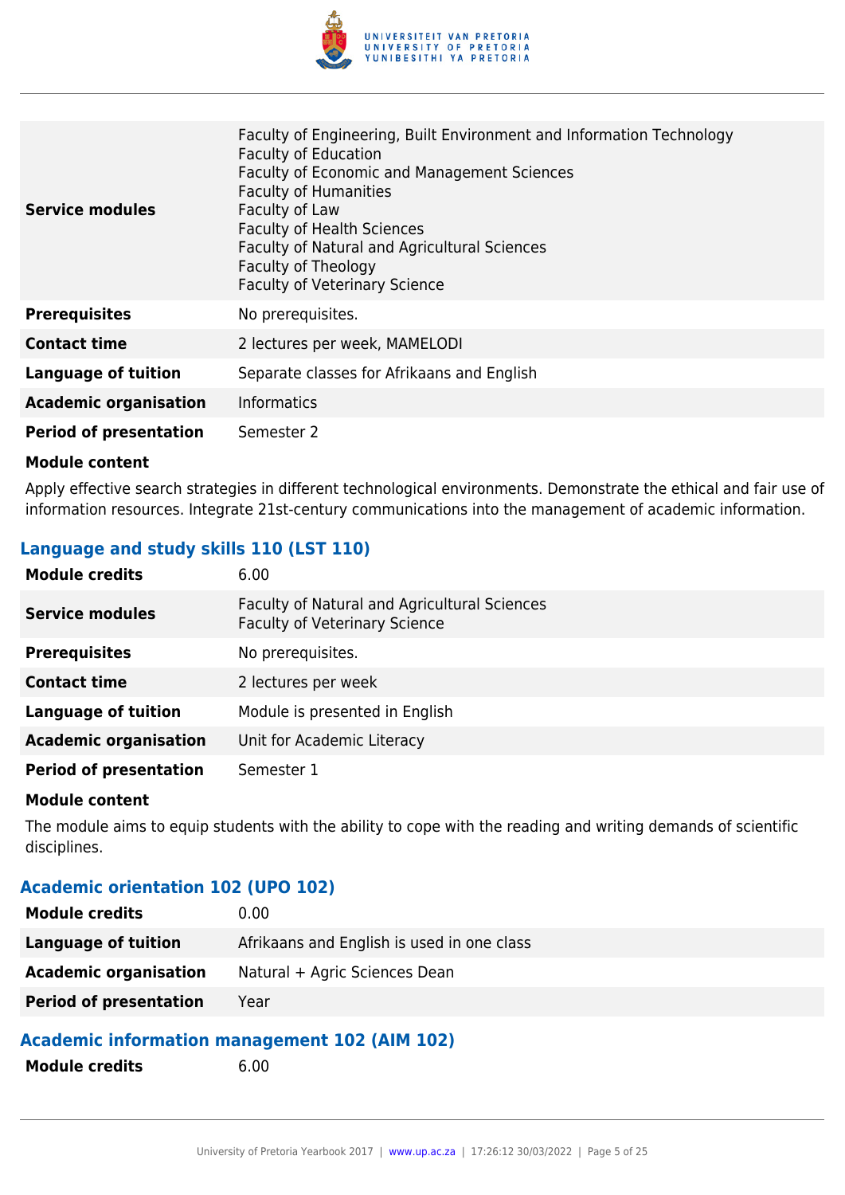| | |
|---|---|
| **Service modules** | Faculty of Engineering, Built Environment and Information Technology<br>Faculty of Education<br>Faculty of Economic and Management Sciences<br>Faculty of Humanities<br>Faculty of Law<br>Faculty of Health Sciences<br>Faculty of Natural and Agricultural Sciences<br>Faculty of Theology<br>Faculty of Veterinary Science |
| **Prerequisites** | No prerequisites. |
| **Contact time** | 2 lectures per week, MAMELODI |
| **Language of tuition** | Separate classes for Afrikaans and English |
| **Academic organisation** | Informatics |
| **Period of presentation** | Semester 2 |

**Module content**

Apply effective search strategies in different technological environments. Demonstrate the ethical and fair use of information resources. Integrate 21st-century communications into the management of academic information.

### Language and study skills 110 (LST 110)

| | |
|---|---|
| **Module credits** | 6.00 |
| **Service modules** | Faculty of Natural and Agricultural Sciences<br>Faculty of Veterinary Science |
| **Prerequisites** | No prerequisites. |
| **Contact time** | 2 lectures per week |
| **Language of tuition** | Module is presented in English |
| **Academic organisation** | Unit for Academic Literacy |
| **Period of presentation** | Semester 1 |

**Module content**

The module aims to equip students with the ability to cope with the reading and writing demands of scientific disciplines.

### Academic orientation 102 (UPO 102)

| | |
|---|---|
| **Module credits** | 0.00 |
| **Language of tuition** | Afrikaans and English is used in one class |
| **Academic organisation** | Natural + Agric Sciences Dean |
| **Period of presentation** | Year |

### Academic information management 102 (AIM 102)

| | |
|---|---|
| **Module credits** | 6.00 |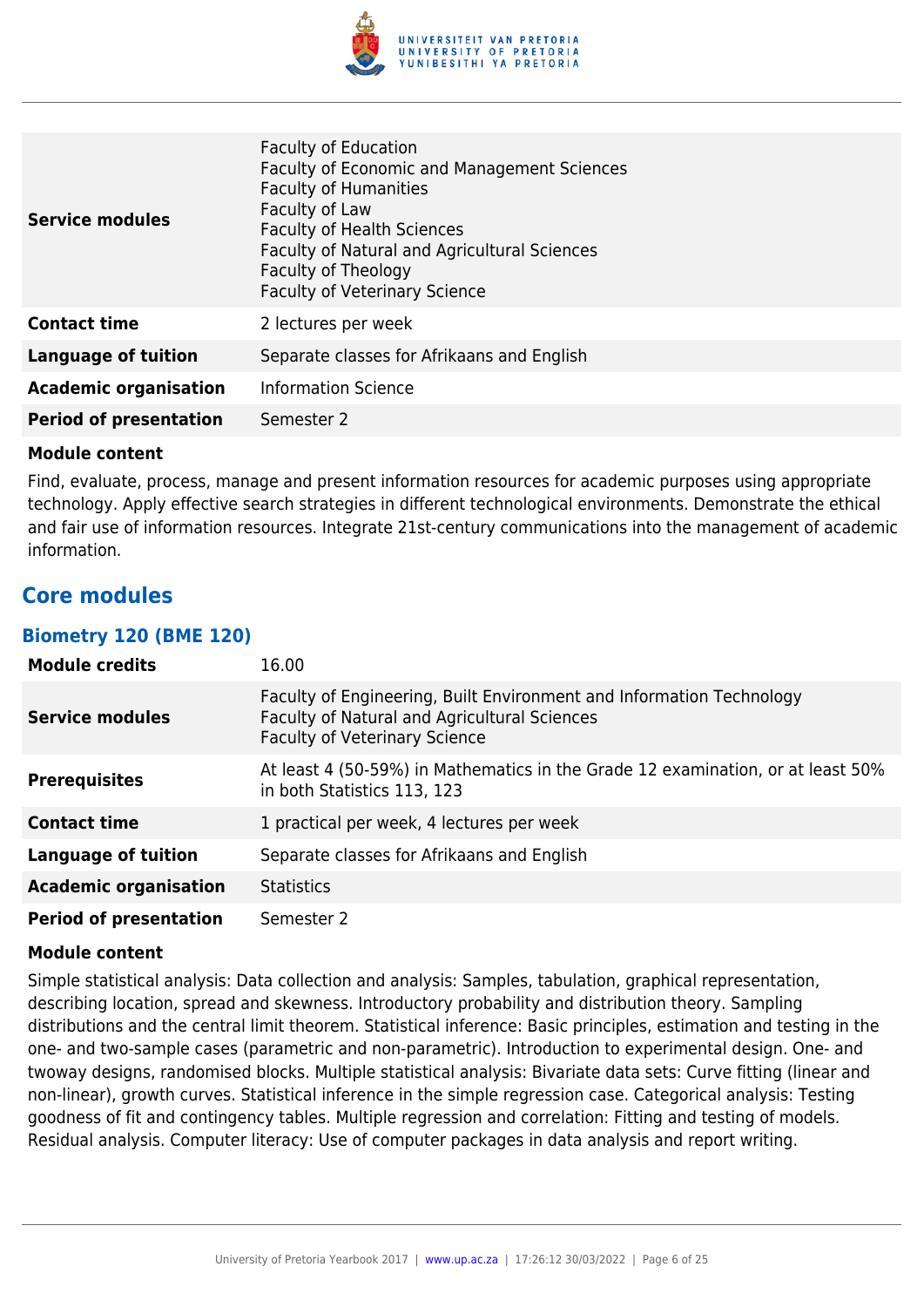| | |
|---|---|
| **Service modules** | Faculty of Education<br>Faculty of Economic and Management Sciences<br>Faculty of Humanities<br>Faculty of Law<br>Faculty of Health Sciences<br>Faculty of Natural and Agricultural Sciences<br>Faculty of Theology<br>Faculty of Veterinary Science |
| **Contact time** | 2 lectures per week |
| **Language of tuition** | Separate classes for Afrikaans and English |
| **Academic organisation** | Information Science |
| **Period of presentation** | Semester 2 |

**Module content**

Find, evaluate, process, manage and present information resources for academic purposes using appropriate technology. Apply effective search strategies in different technological environments. Demonstrate the ethical and fair use of information resources. Integrate 21st-century communications into the management of academic information.

## Core modules

### Biometry 120 (BME 120)

| | |
|---|---|
| **Module credits** | 16.00 |
| **Service modules** | Faculty of Engineering, Built Environment and Information Technology<br>Faculty of Natural and Agricultural Sciences<br>Faculty of Veterinary Science |
| **Prerequisites** | At least 4 (50-59%) in Mathematics in the Grade 12 examination, or at least 50% in both Statistics 113, 123 |
| **Contact time** | 1 practical per week, 4 lectures per week |
| **Language of tuition** | Separate classes for Afrikaans and English |
| **Academic organisation** | Statistics |
| **Period of presentation** | Semester 2 |

**Module content**

Simple statistical analysis: Data collection and analysis: Samples, tabulation, graphical representation, describing location, spread and skewness. Introductory probability and distribution theory. Sampling distributions and the central limit theorem. Statistical inference: Basic principles, estimation and testing in the one- and two-sample cases (parametric and non-parametric). Introduction to experimental design. One- and twoway designs, randomised blocks. Multiple statistical analysis: Bivariate data sets: Curve fitting (linear and non-linear), growth curves. Statistical inference in the simple regression case. Categorical analysis: Testing goodness of fit and contingency tables. Multiple regression and correlation: Fitting and testing of models. Residual analysis. Computer literacy: Use of computer packages in data analysis and report writing.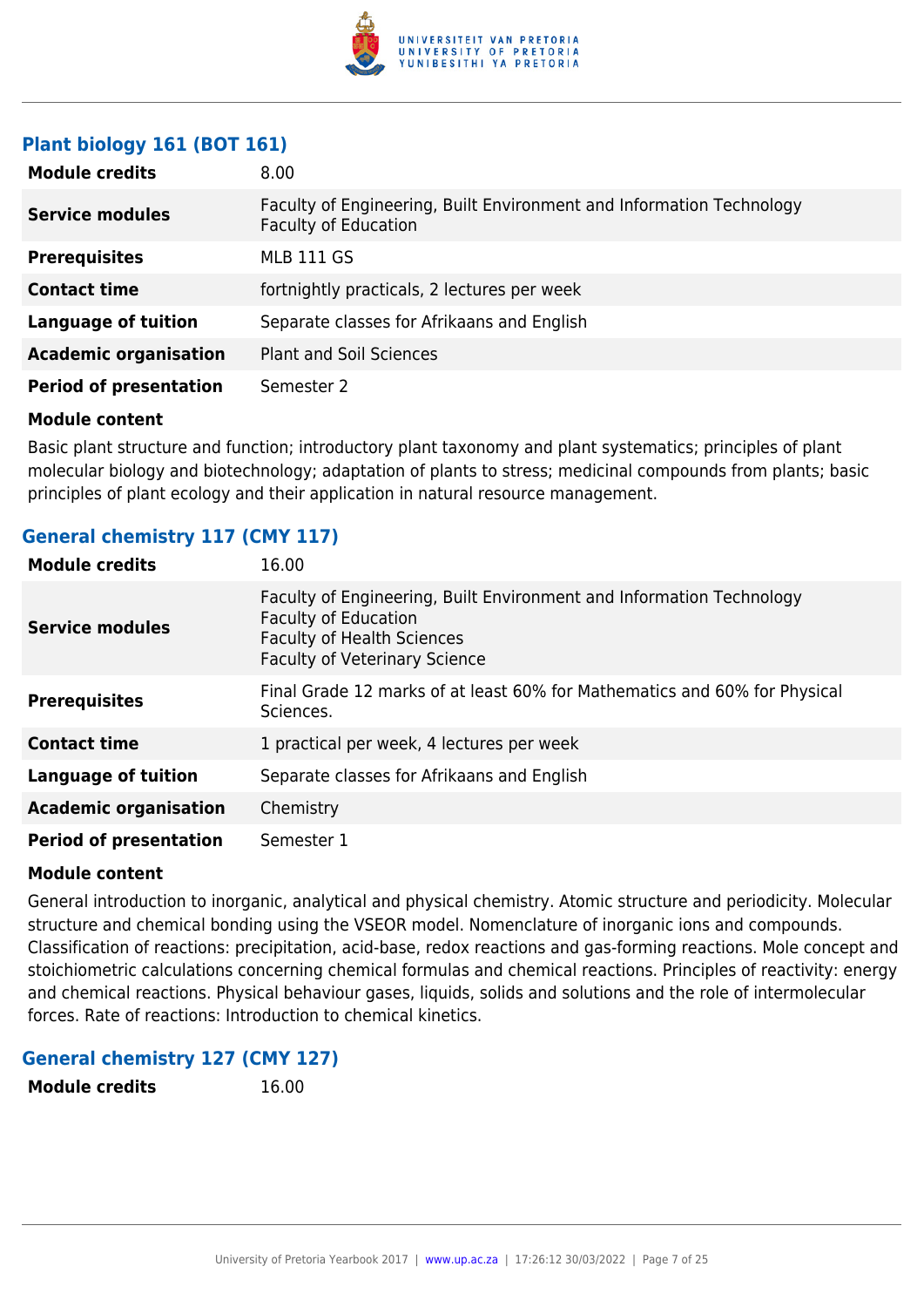## Plant biology 161 (BOT 161)

| | |
|---|---|
| **Module credits** | 8.00 |
| **Service modules** | Faculty of Engineering, Built Environment and Information Technology<br>Faculty of Education |
| **Prerequisites** | MLB 111 GS |
| **Contact time** | fortnightly practicals, 2 lectures per week |
| **Language of tuition** | Separate classes for Afrikaans and English |
| **Academic organisation** | Plant and Soil Sciences |
| **Period of presentation** | Semester 2 |

**Module content**

Basic plant structure and function; introductory plant taxonomy and plant systematics; principles of plant molecular biology and biotechnology; adaptation of plants to stress; medicinal compounds from plants; basic principles of plant ecology and their application in natural resource management.

## General chemistry 117 (CMY 117)

| | |
|---|---|
| **Module credits** | 16.00 |
| **Service modules** | Faculty of Engineering, Built Environment and Information Technology<br>Faculty of Education<br>Faculty of Health Sciences<br>Faculty of Veterinary Science |
| **Prerequisites** | Final Grade 12 marks of at least 60% for Mathematics and 60% for Physical Sciences. |
| **Contact time** | 1 practical per week, 4 lectures per week |
| **Language of tuition** | Separate classes for Afrikaans and English |
| **Academic organisation** | Chemistry |
| **Period of presentation** | Semester 1 |

**Module content**

General introduction to inorganic, analytical and physical chemistry. Atomic structure and periodicity. Molecular structure and chemical bonding using the VSEOR model. Nomenclature of inorganic ions and compounds. Classification of reactions: precipitation, acid-base, redox reactions and gas-forming reactions. Mole concept and stoichiometric calculations concerning chemical formulas and chemical reactions. Principles of reactivity: energy and chemical reactions. Physical behaviour gases, liquids, solids and solutions and the role of intermolecular forces. Rate of reactions: Introduction to chemical kinetics.

## General chemistry 127 (CMY 127)

| | |
|---|---|
| **Module credits** | 16.00 |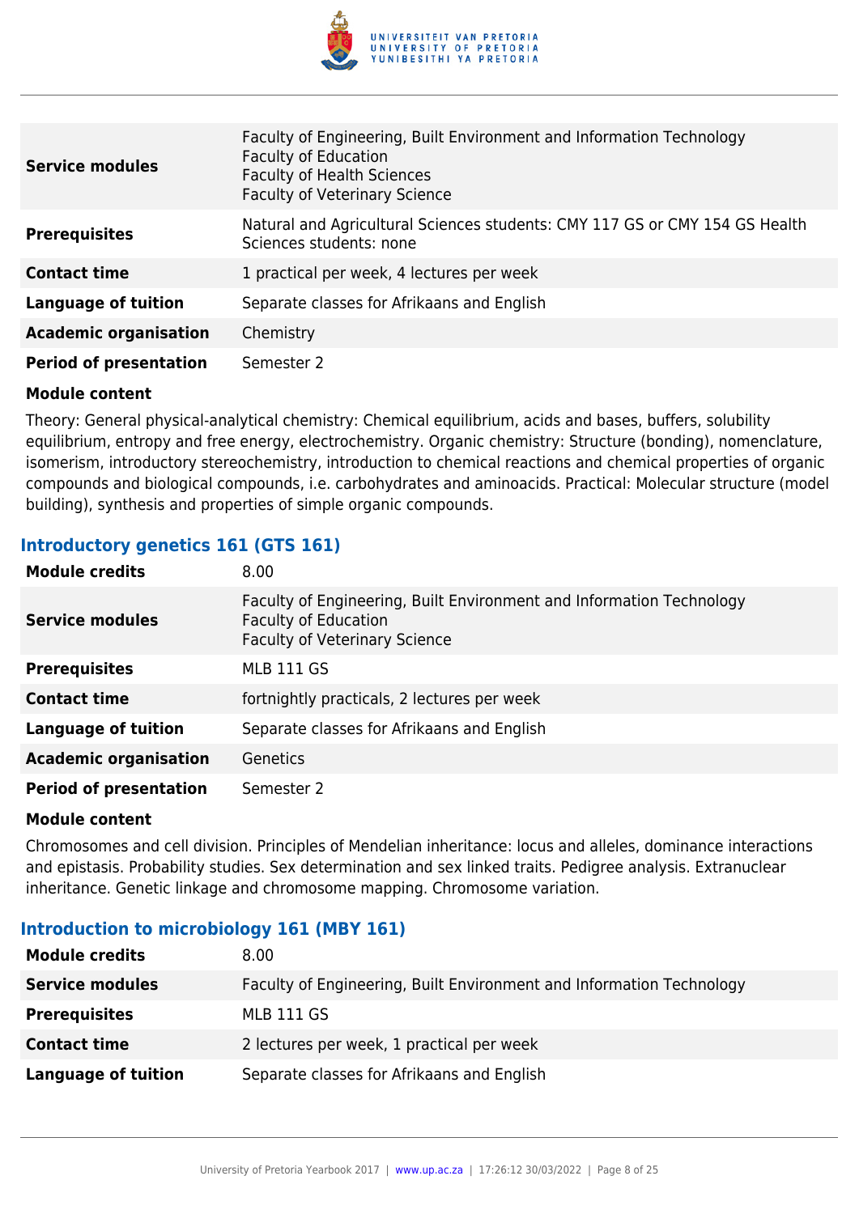| | |
|---|---|
| **Service modules** | Faculty of Engineering, Built Environment and Information Technology<br>Faculty of Education<br>Faculty of Health Sciences<br>Faculty of Veterinary Science |
| **Prerequisites** | Natural and Agricultural Sciences students: CMY 117 GS or CMY 154 GS Health Sciences students: none |
| **Contact time** | 1 practical per week, 4 lectures per week |
| **Language of tuition** | Separate classes for Afrikaans and English |
| **Academic organisation** | Chemistry |
| **Period of presentation** | Semester 2 |

**Module content**

Theory: General physical-analytical chemistry: Chemical equilibrium, acids and bases, buffers, solubility equilibrium, entropy and free energy, electrochemistry. Organic chemistry: Structure (bonding), nomenclature, isomerism, introductory stereochemistry, introduction to chemical reactions and chemical properties of organic compounds and biological compounds, i.e. carbohydrates and aminoacids. Practical: Molecular structure (model building), synthesis and properties of simple organic compounds.

### Introductory genetics 161 (GTS 161)

| | |
|---|---|
| **Module credits** | 8.00 |
| **Service modules** | Faculty of Engineering, Built Environment and Information Technology<br>Faculty of Education<br>Faculty of Veterinary Science |
| **Prerequisites** | MLB 111 GS |
| **Contact time** | fortnightly practicals, 2 lectures per week |
| **Language of tuition** | Separate classes for Afrikaans and English |
| **Academic organisation** | Genetics |
| **Period of presentation** | Semester 2 |

**Module content**

Chromosomes and cell division. Principles of Mendelian inheritance: locus and alleles, dominance interactions and epistasis. Probability studies. Sex determination and sex linked traits. Pedigree analysis. Extranuclear inheritance. Genetic linkage and chromosome mapping. Chromosome variation.

### Introduction to microbiology 161 (MBY 161)

| | |
|---|---|
| **Module credits** | 8.00 |
| **Service modules** | Faculty of Engineering, Built Environment and Information Technology |
| **Prerequisites** | MLB 111 GS |
| **Contact time** | 2 lectures per week, 1 practical per week |
| **Language of tuition** | Separate classes for Afrikaans and English |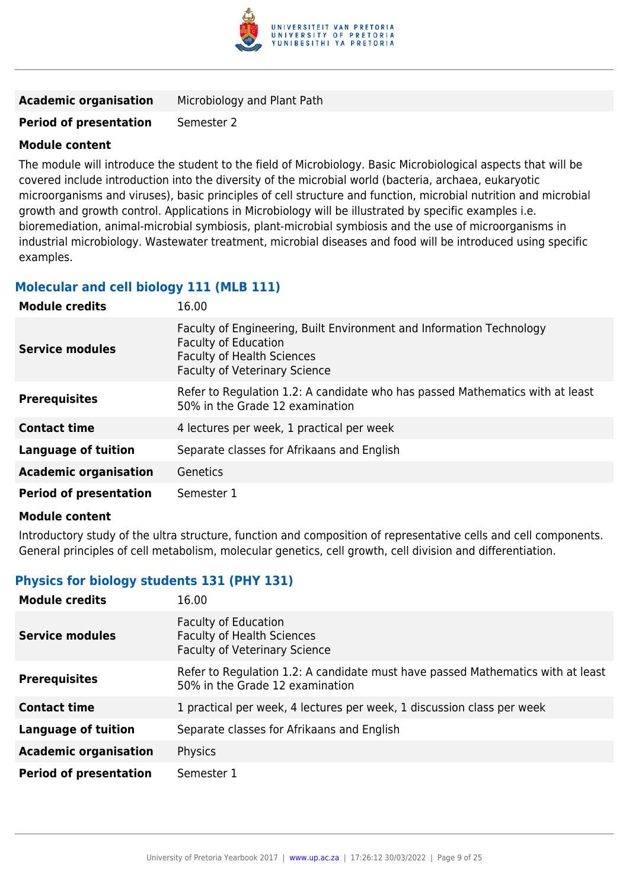| | |
|---|---|
| **Academic organisation** | Microbiology and Plant Path |
| **Period of presentation** | Semester 2 |

**Module content**

The module will introduce the student to the field of Microbiology. Basic Microbiological aspects that will be covered include introduction into the diversity of the microbial world (bacteria, archaea, eukaryotic microorganisms and viruses), basic principles of cell structure and function, microbial nutrition and microbial growth and growth control. Applications in Microbiology will be illustrated by specific examples i.e. bioremediation, animal-microbial symbiosis, plant-microbial symbiosis and the use of microorganisms in industrial microbiology. Wastewater treatment, microbial diseases and food will be introduced using specific examples.

### Molecular and cell biology 111 (MLB 111)

| | |
|---|---|
| **Module credits** | 16.00 |
| **Service modules** | Faculty of Engineering, Built Environment and Information Technology<br>Faculty of Education<br>Faculty of Health Sciences<br>Faculty of Veterinary Science |
| **Prerequisites** | Refer to Regulation 1.2: A candidate who has passed Mathematics with at least 50% in the Grade 12 examination |
| **Contact time** | 4 lectures per week, 1 practical per week |
| **Language of tuition** | Separate classes for Afrikaans and English |
| **Academic organisation** | Genetics |
| **Period of presentation** | Semester 1 |

**Module content**

Introductory study of the ultra structure, function and composition of representative cells and cell components. General principles of cell metabolism, molecular genetics, cell growth, cell division and differentiation.

### Physics for biology students 131 (PHY 131)

| | |
|---|---|
| **Module credits** | 16.00 |
| **Service modules** | Faculty of Education<br>Faculty of Health Sciences<br>Faculty of Veterinary Science |
| **Prerequisites** | Refer to Regulation 1.2: A candidate must have passed Mathematics with at least 50% in the Grade 12 examination |
| **Contact time** | 1 practical per week, 4 lectures per week, 1 discussion class per week |
| **Language of tuition** | Separate classes for Afrikaans and English |
| **Academic organisation** | Physics |
| **Period of presentation** | Semester 1 |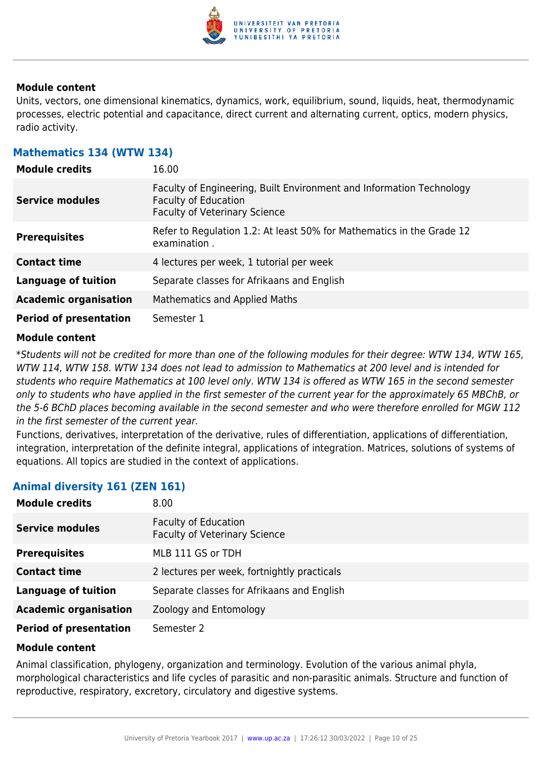#### Module content

Units, vectors, one dimensional kinematics, dynamics, work, equilibrium, sound, liquids, heat, thermodynamic processes, electric potential and capacitance, direct current and alternating current, optics, modern physics, radio activity.

### Mathematics 134 (WTW 134)

| | |
|---|---|
| **Module credits** | 16.00 |
| **Service modules** | Faculty of Engineering, Built Environment and Information Technology<br>Faculty of Education<br>Faculty of Veterinary Science |
| **Prerequisites** | Refer to Regulation 1.2: At least 50% for Mathematics in the Grade 12 examination . |
| **Contact time** | 4 lectures per week, 1 tutorial per week |
| **Language of tuition** | Separate classes for Afrikaans and English |
| **Academic organisation** | Mathematics and Applied Maths |
| **Period of presentation** | Semester 1 |

#### Module content

*\*Students will not be credited for more than one of the following modules for their degree: WTW 134, WTW 165, WTW 114, WTW 158. WTW 134 does not lead to admission to Mathematics at 200 level and is intended for students who require Mathematics at 100 level only. WTW 134 is offered as WTW 165 in the second semester only to students who have applied in the first semester of the current year for the approximately 65 MBChB, or the 5-6 BChD places becoming available in the second semester and who were therefore enrolled for MGW 112 in the first semester of the current year.*

Functions, derivatives, interpretation of the derivative, rules of differentiation, applications of differentiation, integration, interpretation of the definite integral, applications of integration. Matrices, solutions of systems of equations. All topics are studied in the context of applications.

### Animal diversity 161 (ZEN 161)

| | |
|---|---|
| **Module credits** | 8.00 |
| **Service modules** | Faculty of Education<br>Faculty of Veterinary Science |
| **Prerequisites** | MLB 111 GS or TDH |
| **Contact time** | 2 lectures per week, fortnightly practicals |
| **Language of tuition** | Separate classes for Afrikaans and English |
| **Academic organisation** | Zoology and Entomology |
| **Period of presentation** | Semester 2 |

#### Module content

Animal classification, phylogeny, organization and terminology. Evolution of the various animal phyla, morphological characteristics and life cycles of parasitic and non-parasitic animals. Structure and function of reproductive, respiratory, excretory, circulatory and digestive systems.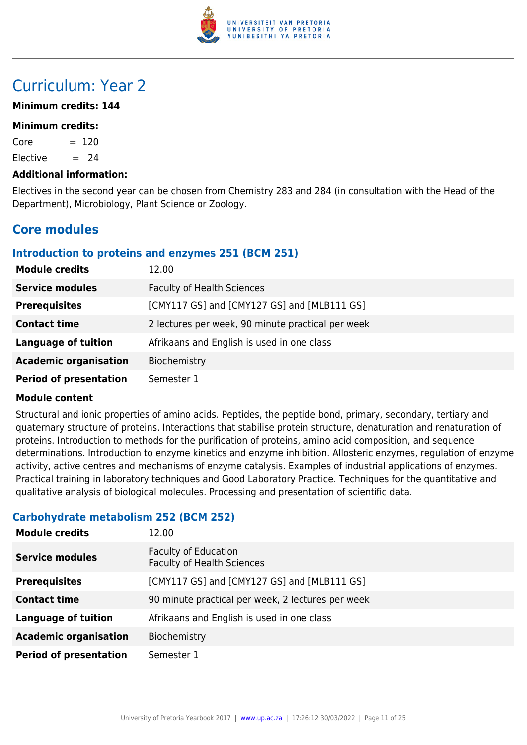# Curriculum: Year 2

**Minimum credits: 144**

**Minimum credits:**

Core = 120

Elective = 24

**Additional information:**

Electives in the second year can be chosen from Chemistry 283 and 284 (in consultation with the Head of the Department), Microbiology, Plant Science or Zoology.

## Core modules

### Introduction to proteins and enzymes 251 (BCM 251)

| | |
|---|---|
| **Module credits** | 12.00 |
| **Service modules** | Faculty of Health Sciences |
| **Prerequisites** | [CMY117 GS] and [CMY127 GS] and [MLB111 GS] |
| **Contact time** | 2 lectures per week, 90 minute practical per week |
| **Language of tuition** | Afrikaans and English is used in one class |
| **Academic organisation** | Biochemistry |
| **Period of presentation** | Semester 1 |

**Module content**

Structural and ionic properties of amino acids. Peptides, the peptide bond, primary, secondary, tertiary and quaternary structure of proteins. Interactions that stabilise protein structure, denaturation and renaturation of proteins. Introduction to methods for the purification of proteins, amino acid composition, and sequence determinations. Introduction to enzyme kinetics and enzyme inhibition. Allosteric enzymes, regulation of enzyme activity, active centres and mechanisms of enzyme catalysis. Examples of industrial applications of enzymes. Practical training in laboratory techniques and Good Laboratory Practice. Techniques for the quantitative and qualitative analysis of biological molecules. Processing and presentation of scientific data.

### Carbohydrate metabolism 252 (BCM 252)

| | |
|---|---|
| **Module credits** | 12.00 |
| **Service modules** | Faculty of Education<br>Faculty of Health Sciences |
| **Prerequisites** | [CMY117 GS] and [CMY127 GS] and [MLB111 GS] |
| **Contact time** | 90 minute practical per week, 2 lectures per week |
| **Language of tuition** | Afrikaans and English is used in one class |
| **Academic organisation** | Biochemistry |
| **Period of presentation** | Semester 1 |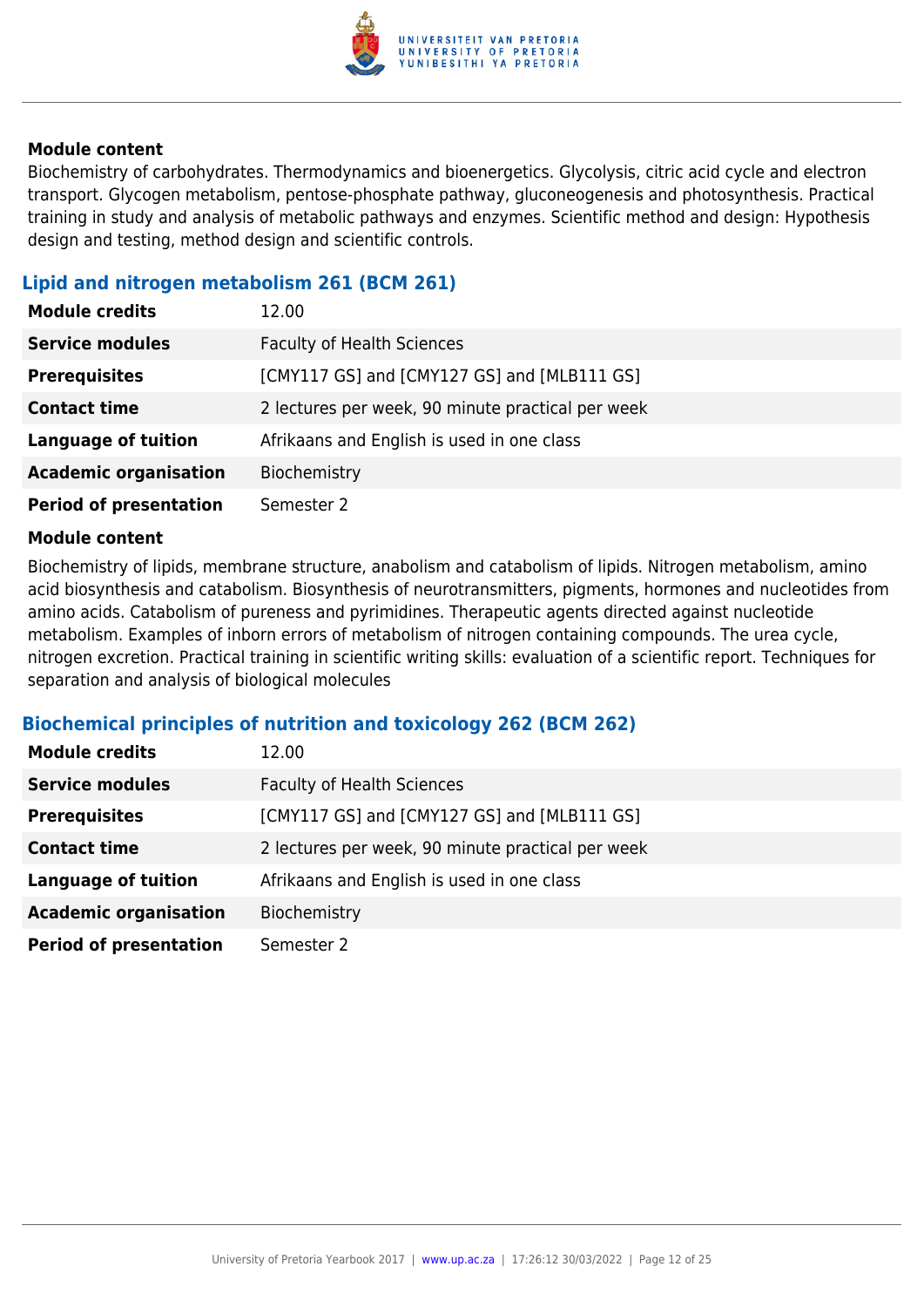**Module content**

Biochemistry of carbohydrates. Thermodynamics and bioenergetics. Glycolysis, citric acid cycle and electron transport. Glycogen metabolism, pentose-phosphate pathway, gluconeogenesis and photosynthesis. Practical training in study and analysis of metabolic pathways and enzymes. Scientific method and design: Hypothesis design and testing, method design and scientific controls.

### Lipid and nitrogen metabolism 261 (BCM 261)

| | |
|---|---|
| **Module credits** | 12.00 |
| **Service modules** | Faculty of Health Sciences |
| **Prerequisites** | [CMY117 GS] and [CMY127 GS] and [MLB111 GS] |
| **Contact time** | 2 lectures per week, 90 minute practical per week |
| **Language of tuition** | Afrikaans and English is used in one class |
| **Academic organisation** | Biochemistry |
| **Period of presentation** | Semester 2 |

**Module content**

Biochemistry of lipids, membrane structure, anabolism and catabolism of lipids. Nitrogen metabolism, amino acid biosynthesis and catabolism. Biosynthesis of neurotransmitters, pigments, hormones and nucleotides from amino acids. Catabolism of pureness and pyrimidines. Therapeutic agents directed against nucleotide metabolism. Examples of inborn errors of metabolism of nitrogen containing compounds. The urea cycle, nitrogen excretion. Practical training in scientific writing skills: evaluation of a scientific report. Techniques for separation and analysis of biological molecules

### Biochemical principles of nutrition and toxicology 262 (BCM 262)

| | |
|---|---|
| **Module credits** | 12.00 |
| **Service modules** | Faculty of Health Sciences |
| **Prerequisites** | [CMY117 GS] and [CMY127 GS] and [MLB111 GS] |
| **Contact time** | 2 lectures per week, 90 minute practical per week |
| **Language of tuition** | Afrikaans and English is used in one class |
| **Academic organisation** | Biochemistry |
| **Period of presentation** | Semester 2 |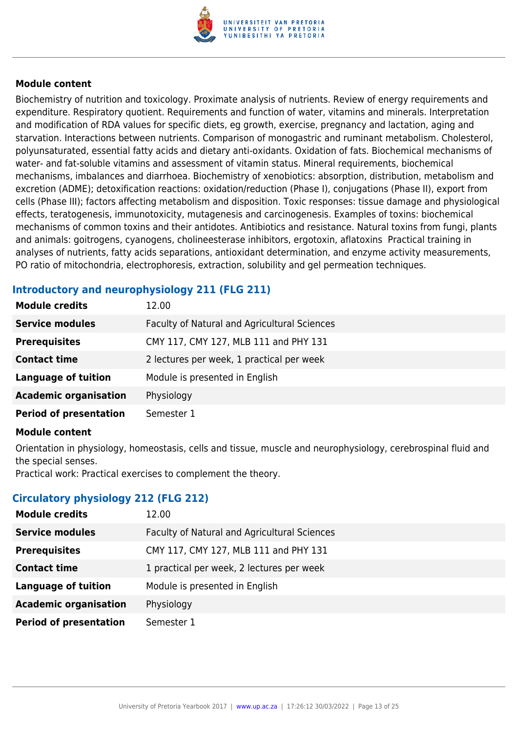**Module content**

Biochemistry of nutrition and toxicology. Proximate analysis of nutrients. Review of energy requirements and expenditure. Respiratory quotient. Requirements and function of water, vitamins and minerals. Interpretation and modification of RDA values for specific diets, eg growth, exercise, pregnancy and lactation, aging and starvation. Interactions between nutrients. Comparison of monogastric and ruminant metabolism. Cholesterol, polyunsaturated, essential fatty acids and dietary anti-oxidants. Oxidation of fats. Biochemical mechanisms of water- and fat-soluble vitamins and assessment of vitamin status. Mineral requirements, biochemical mechanisms, imbalances and diarrhoea. Biochemistry of xenobiotics: absorption, distribution, metabolism and excretion (ADME); detoxification reactions: oxidation/reduction (Phase I), conjugations (Phase II), export from cells (Phase III); factors affecting metabolism and disposition. Toxic responses: tissue damage and physiological effects, teratogenesis, immunotoxicity, mutagenesis and carcinogenesis. Examples of toxins: biochemical mechanisms of common toxins and their antidotes. Antibiotics and resistance. Natural toxins from fungi, plants and animals: goitrogens, cyanogens, cholineesterase inhibitors, ergotoxin, aflatoxins Practical training in analyses of nutrients, fatty acids separations, antioxidant determination, and enzyme activity measurements, PO ratio of mitochondria, electrophoresis, extraction, solubility and gel permeation techniques.

### Introductory and neurophysiology 211 (FLG 211)

| | |
|---|---|
| **Module credits** | 12.00 |
| **Service modules** | Faculty of Natural and Agricultural Sciences |
| **Prerequisites** | CMY 117, CMY 127, MLB 111 and PHY 131 |
| **Contact time** | 2 lectures per week, 1 practical per week |
| **Language of tuition** | Module is presented in English |
| **Academic organisation** | Physiology |
| **Period of presentation** | Semester 1 |

**Module content**

Orientation in physiology, homeostasis, cells and tissue, muscle and neurophysiology, cerebrospinal fluid and the special senses.
Practical work: Practical exercises to complement the theory.

### Circulatory physiology 212 (FLG 212)

| | |
|---|---|
| **Module credits** | 12.00 |
| **Service modules** | Faculty of Natural and Agricultural Sciences |
| **Prerequisites** | CMY 117, CMY 127, MLB 111 and PHY 131 |
| **Contact time** | 1 practical per week, 2 lectures per week |
| **Language of tuition** | Module is presented in English |
| **Academic organisation** | Physiology |
| **Period of presentation** | Semester 1 |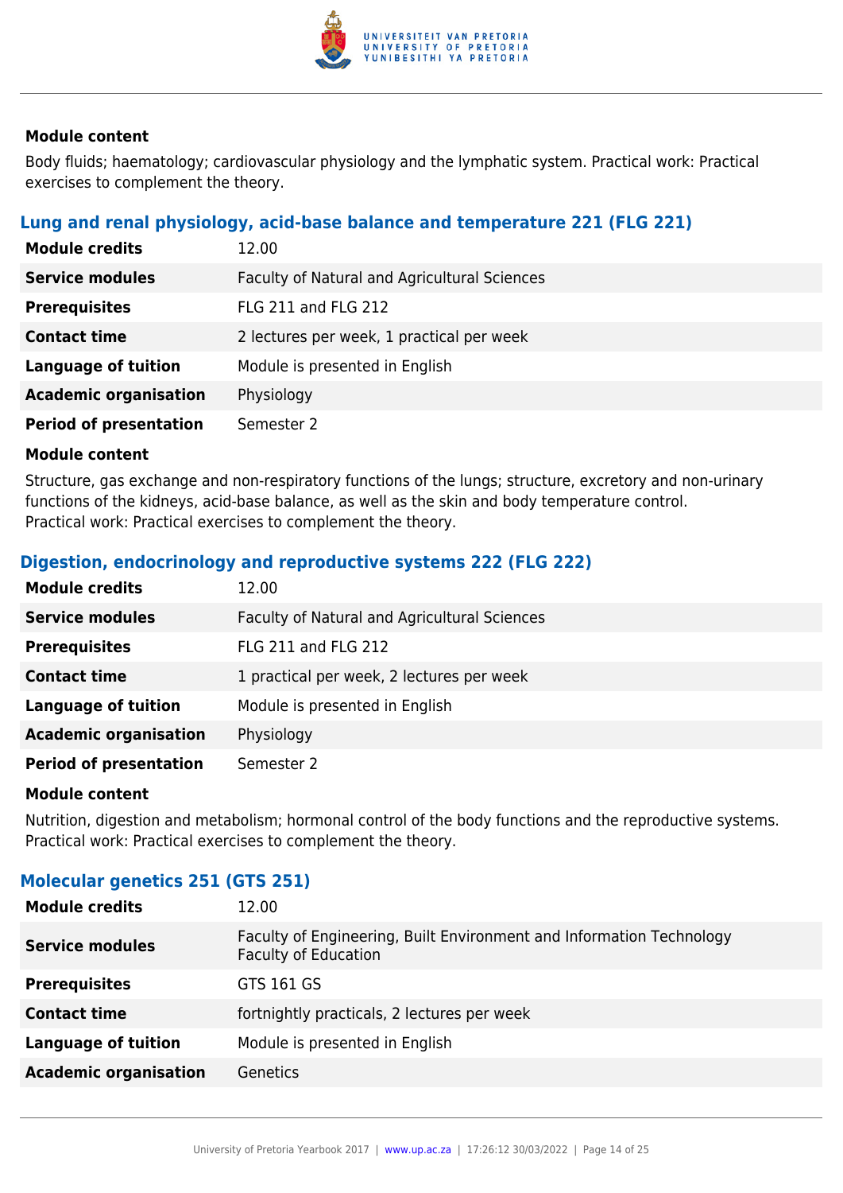#### Module content

Body fluids; haematology; cardiovascular physiology and the lymphatic system. Practical work: Practical exercises to complement the theory.

### Lung and renal physiology, acid-base balance and temperature 221 (FLG 221)

| | |
|---|---|
| **Module credits** | 12.00 |
| **Service modules** | Faculty of Natural and Agricultural Sciences |
| **Prerequisites** | FLG 211 and FLG 212 |
| **Contact time** | 2 lectures per week, 1 practical per week |
| **Language of tuition** | Module is presented in English |
| **Academic organisation** | Physiology |
| **Period of presentation** | Semester 2 |

#### Module content

Structure, gas exchange and non-respiratory functions of the lungs; structure, excretory and non-urinary functions of the kidneys, acid-base balance, as well as the skin and body temperature control.
Practical work: Practical exercises to complement the theory.

### Digestion, endocrinology and reproductive systems 222 (FLG 222)

| | |
|---|---|
| **Module credits** | 12.00 |
| **Service modules** | Faculty of Natural and Agricultural Sciences |
| **Prerequisites** | FLG 211 and FLG 212 |
| **Contact time** | 1 practical per week, 2 lectures per week |
| **Language of tuition** | Module is presented in English |
| **Academic organisation** | Physiology |
| **Period of presentation** | Semester 2 |

#### Module content

Nutrition, digestion and metabolism; hormonal control of the body functions and the reproductive systems.
Practical work: Practical exercises to complement the theory.

### Molecular genetics 251 (GTS 251)

| | |
|---|---|
| **Module credits** | 12.00 |
| **Service modules** | Faculty of Engineering, Built Environment and Information Technology<br>Faculty of Education |
| **Prerequisites** | GTS 161 GS |
| **Contact time** | fortnightly practicals, 2 lectures per week |
| **Language of tuition** | Module is presented in English |
| **Academic organisation** | Genetics |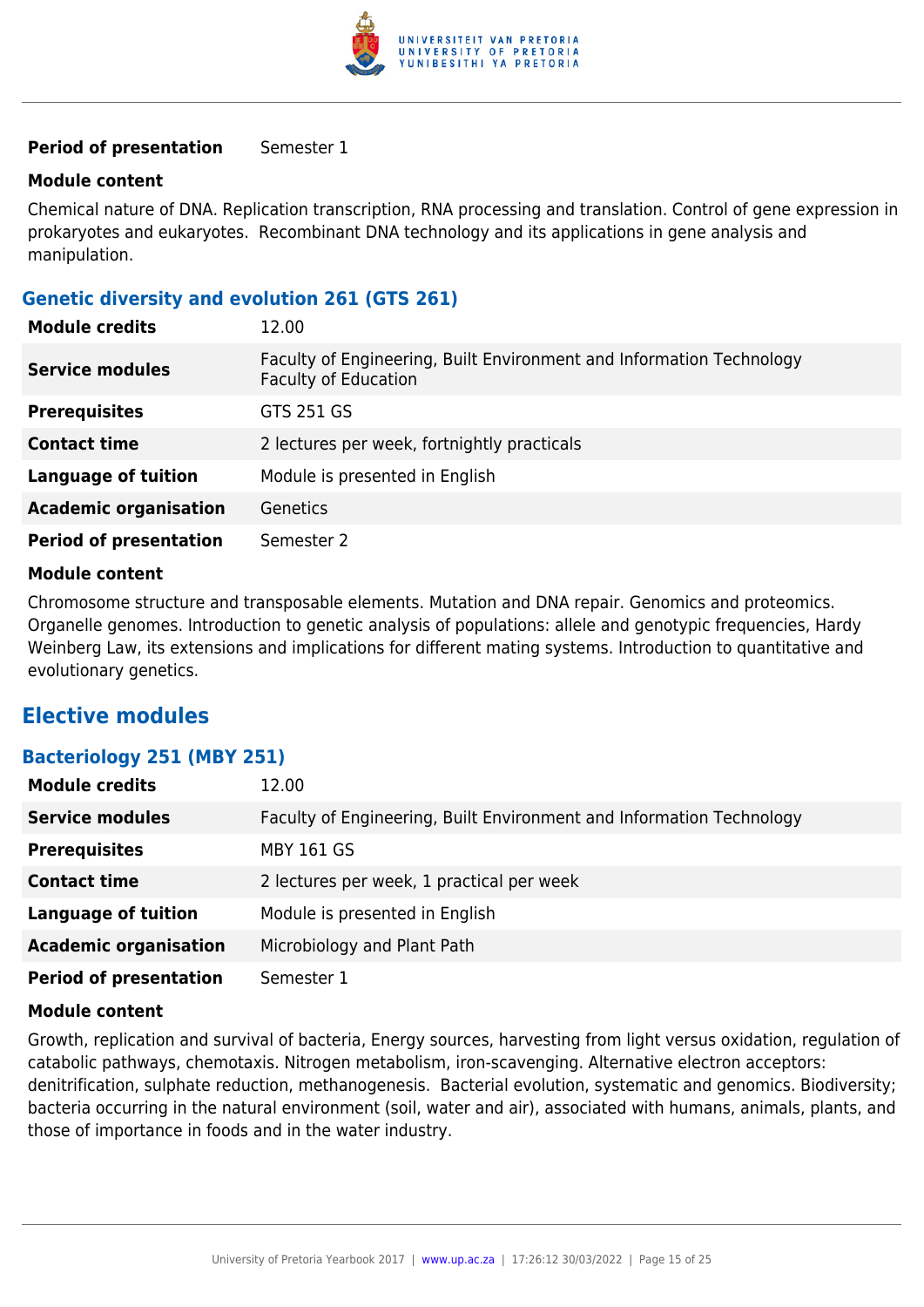| | |
|---|---|
| **Period of presentation** | Semester 1 |

**Module content**

Chemical nature of DNA. Replication transcription, RNA processing and translation. Control of gene expression in prokaryotes and eukaryotes.  Recombinant DNA technology and its applications in gene analysis and manipulation.

### Genetic diversity and evolution 261 (GTS 261)

| | |
|---|---|
| **Module credits** | 12.00 |
| **Service modules** | Faculty of Engineering, Built Environment and Information Technology<br>Faculty of Education |
| **Prerequisites** | GTS 251 GS |
| **Contact time** | 2 lectures per week, fortnightly practicals |
| **Language of tuition** | Module is presented in English |
| **Academic organisation** | Genetics |
| **Period of presentation** | Semester 2 |

**Module content**

Chromosome structure and transposable elements. Mutation and DNA repair. Genomics and proteomics. Organelle genomes. Introduction to genetic analysis of populations: allele and genotypic frequencies, Hardy Weinberg Law, its extensions and implications for different mating systems. Introduction to quantitative and evolutionary genetics.

## Elective modules

### Bacteriology 251 (MBY 251)

| | |
|---|---|
| **Module credits** | 12.00 |
| **Service modules** | Faculty of Engineering, Built Environment and Information Technology |
| **Prerequisites** | MBY 161 GS |
| **Contact time** | 2 lectures per week, 1 practical per week |
| **Language of tuition** | Module is presented in English |
| **Academic organisation** | Microbiology and Plant Path |
| **Period of presentation** | Semester 1 |

**Module content**

Growth, replication and survival of bacteria, Energy sources, harvesting from light versus oxidation, regulation of catabolic pathways, chemotaxis. Nitrogen metabolism, iron-scavenging. Alternative electron acceptors: denitrification, sulphate reduction, methanogenesis.  Bacterial evolution, systematic and genomics. Biodiversity; bacteria occurring in the natural environment (soil, water and air), associated with humans, animals, plants, and those of importance in foods and in the water industry.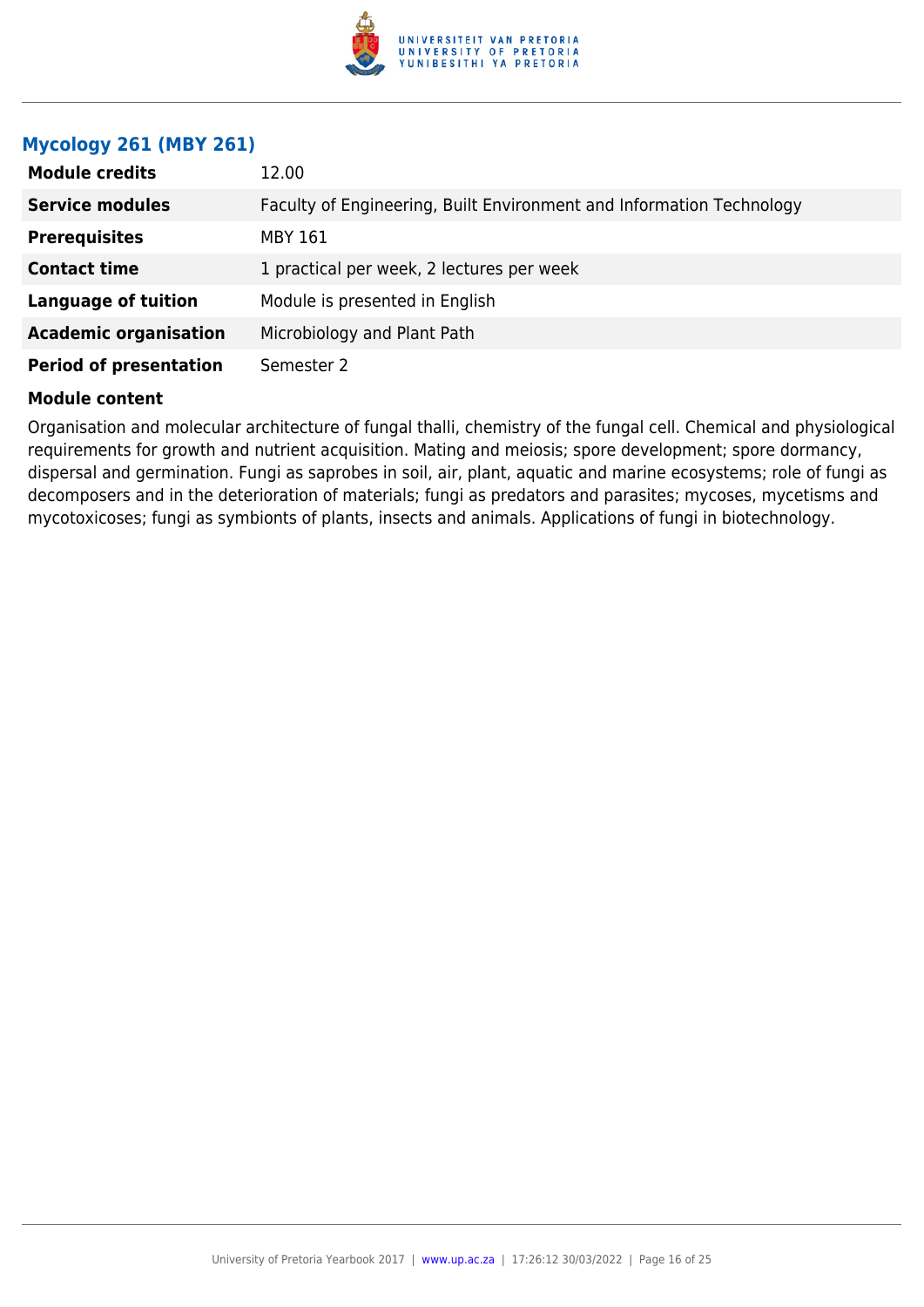## Mycology 261 (MBY 261)

| | |
|---|---|
| **Module credits** | 12.00 |
| **Service modules** | Faculty of Engineering, Built Environment and Information Technology |
| **Prerequisites** | MBY 161 |
| **Contact time** | 1 practical per week, 2 lectures per week |
| **Language of tuition** | Module is presented in English |
| **Academic organisation** | Microbiology and Plant Path |
| **Period of presentation** | Semester 2 |

**Module content**

Organisation and molecular architecture of fungal thalli, chemistry of the fungal cell. Chemical and physiological requirements for growth and nutrient acquisition. Mating and meiosis; spore development; spore dormancy, dispersal and germination. Fungi as saprobes in soil, air, plant, aquatic and marine ecosystems; role of fungi as decomposers and in the deterioration of materials; fungi as predators and parasites; mycoses, mycetisms and mycotoxicoses; fungi as symbionts of plants, insects and animals. Applications of fungi in biotechnology.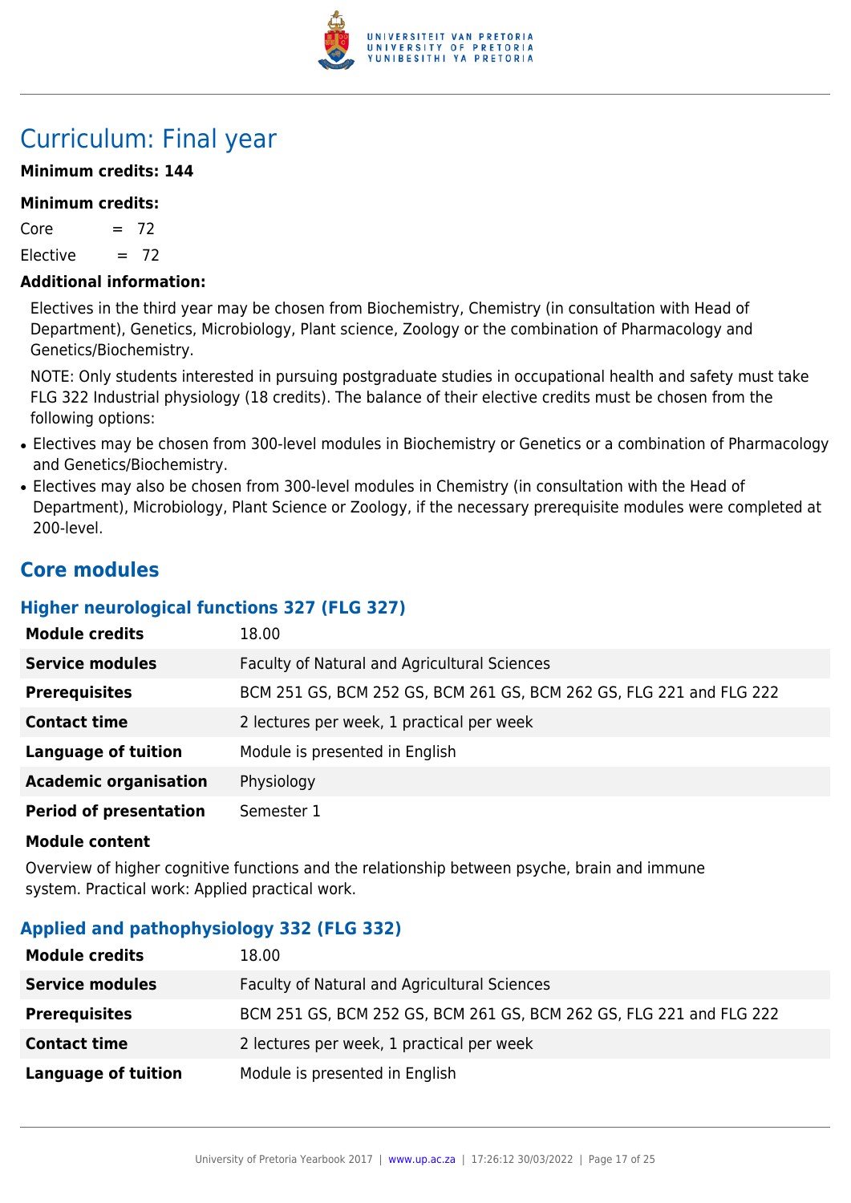# Curriculum: Final year

**Minimum credits: 144**

**Minimum credits:**

Core = 72

Elective = 72

**Additional information:**

Electives in the third year may be chosen from Biochemistry, Chemistry (in consultation with Head of Department), Genetics, Microbiology, Plant science, Zoology or the combination of Pharmacology and Genetics/Biochemistry.

NOTE: Only students interested in pursuing postgraduate studies in occupational health and safety must take FLG 322 Industrial physiology (18 credits). The balance of their elective credits must be chosen from the following options:

- Electives may be chosen from 300-level modules in Biochemistry or Genetics or a combination of Pharmacology and Genetics/Biochemistry.
- Electives may also be chosen from 300-level modules in Chemistry (in consultation with the Head of Department), Microbiology, Plant Science or Zoology, if the necessary prerequisite modules were completed at 200-level.

## Core modules

### Higher neurological functions 327 (FLG 327)

| | |
|---|---|
| **Module credits** | 18.00 |
| **Service modules** | Faculty of Natural and Agricultural Sciences |
| **Prerequisites** | BCM 251 GS, BCM 252 GS, BCM 261 GS, BCM 262 GS, FLG 221 and FLG 222 |
| **Contact time** | 2 lectures per week, 1 practical per week |
| **Language of tuition** | Module is presented in English |
| **Academic organisation** | Physiology |
| **Period of presentation** | Semester 1 |

**Module content**

Overview of higher cognitive functions and the relationship between psyche, brain and immune system. Practical work: Applied practical work.

### Applied and pathophysiology 332 (FLG 332)

| | |
|---|---|
| **Module credits** | 18.00 |
| **Service modules** | Faculty of Natural and Agricultural Sciences |
| **Prerequisites** | BCM 251 GS, BCM 252 GS, BCM 261 GS, BCM 262 GS, FLG 221 and FLG 222 |
| **Contact time** | 2 lectures per week, 1 practical per week |
| **Language of tuition** | Module is presented in English |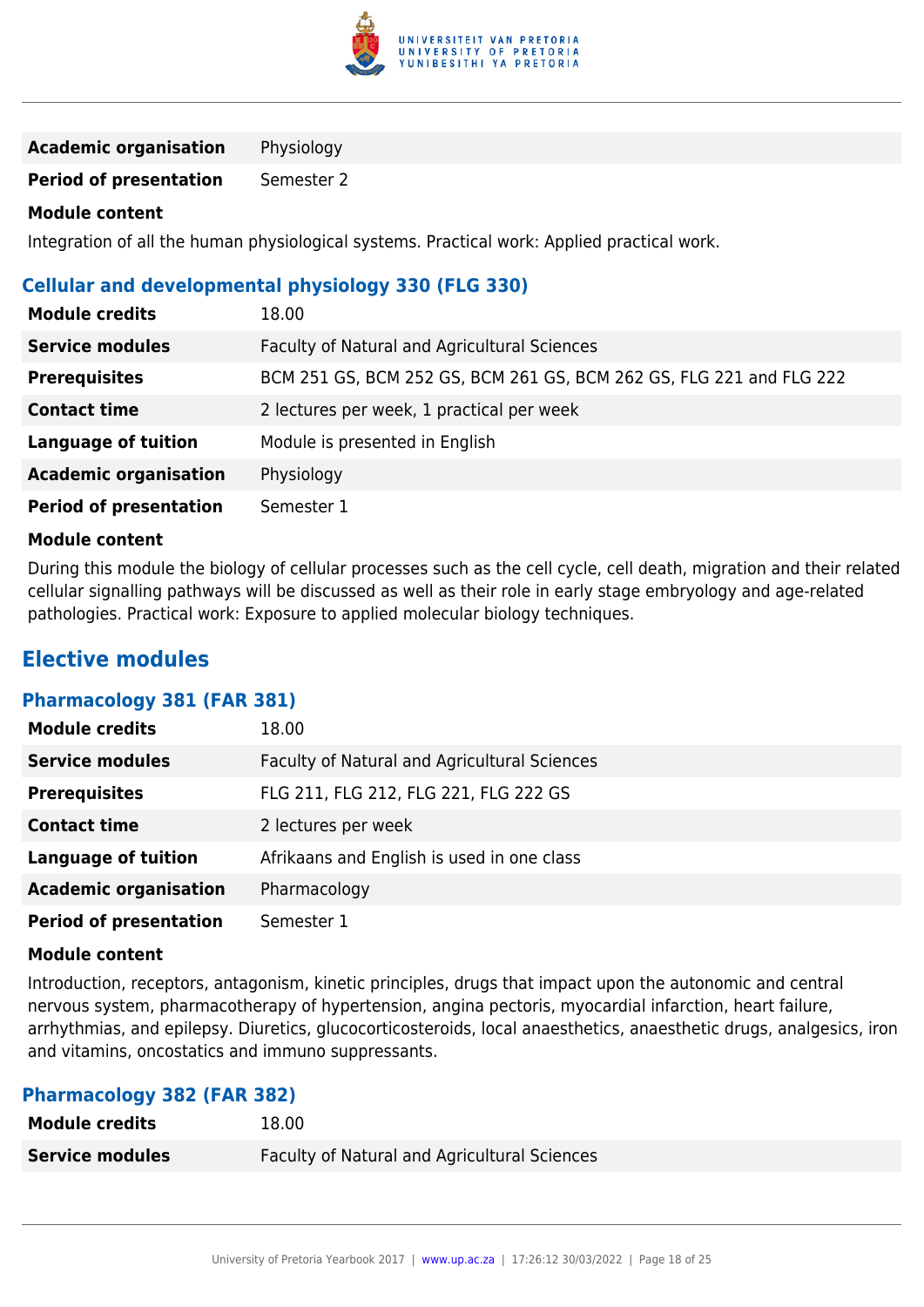| | |
|---|---|
| **Academic organisation** | Physiology |
| **Period of presentation** | Semester 2 |

**Module content**

Integration of all the human physiological systems. Practical work: Applied practical work.

### Cellular and developmental physiology 330 (FLG 330)

| | |
|---|---|
| **Module credits** | 18.00 |
| **Service modules** | Faculty of Natural and Agricultural Sciences |
| **Prerequisites** | BCM 251 GS, BCM 252 GS, BCM 261 GS, BCM 262 GS, FLG 221 and FLG 222 |
| **Contact time** | 2 lectures per week, 1 practical per week |
| **Language of tuition** | Module is presented in English |
| **Academic organisation** | Physiology |
| **Period of presentation** | Semester 1 |

**Module content**

During this module the biology of cellular processes such as the cell cycle, cell death, migration and their related cellular signalling pathways will be discussed as well as their role in early stage embryology and age-related pathologies. Practical work: Exposure to applied molecular biology techniques.

## Elective modules

### Pharmacology 381 (FAR 381)

| | |
|---|---|
| **Module credits** | 18.00 |
| **Service modules** | Faculty of Natural and Agricultural Sciences |
| **Prerequisites** | FLG 211, FLG 212, FLG 221, FLG 222 GS |
| **Contact time** | 2 lectures per week |
| **Language of tuition** | Afrikaans and English is used in one class |
| **Academic organisation** | Pharmacology |
| **Period of presentation** | Semester 1 |

**Module content**

Introduction, receptors, antagonism, kinetic principles, drugs that impact upon the autonomic and central nervous system, pharmacotherapy of hypertension, angina pectoris, myocardial infarction, heart failure, arrhythmias, and epilepsy. Diuretics, glucocorticosteroids, local anaesthetics, anaesthetic drugs, analgesics, iron and vitamins, oncostatics and immuno suppressants.

### Pharmacology 382 (FAR 382)

| | |
|---|---|
| **Module credits** | 18.00 |
| **Service modules** | Faculty of Natural and Agricultural Sciences |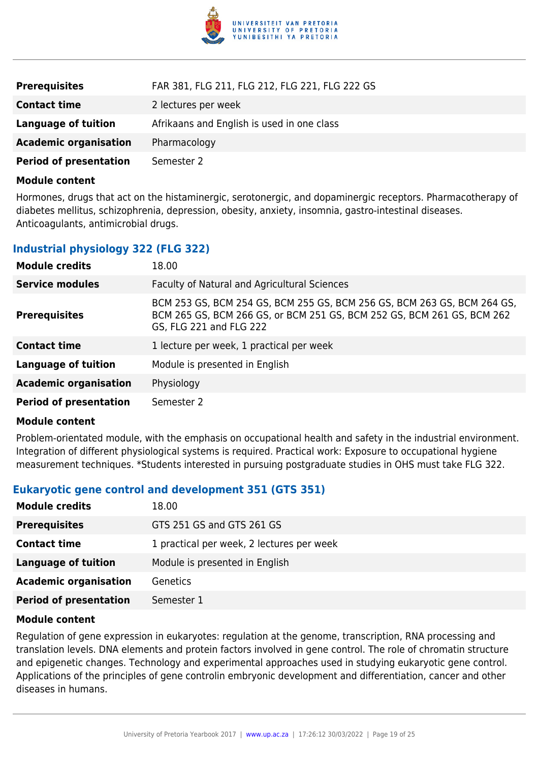| | |
|---|---|
| **Prerequisites** | FAR 381, FLG 211, FLG 212, FLG 221, FLG 222 GS |
| **Contact time** | 2 lectures per week |
| **Language of tuition** | Afrikaans and English is used in one class |
| **Academic organisation** | Pharmacology |
| **Period of presentation** | Semester 2 |

**Module content**

Hormones, drugs that act on the histaminergic, serotonergic, and dopaminergic receptors. Pharmacotherapy of diabetes mellitus, schizophrenia, depression, obesity, anxiety, insomnia, gastro-intestinal diseases. Anticoagulants, antimicrobial drugs.

### Industrial physiology 322 (FLG 322)

| | |
|---|---|
| **Module credits** | 18.00 |
| **Service modules** | Faculty of Natural and Agricultural Sciences |
| **Prerequisites** | BCM 253 GS, BCM 254 GS, BCM 255 GS, BCM 256 GS, BCM 263 GS, BCM 264 GS, BCM 265 GS, BCM 266 GS, or BCM 251 GS, BCM 252 GS, BCM 261 GS, BCM 262 GS, FLG 221 and FLG 222 |
| **Contact time** | 1 lecture per week, 1 practical per week |
| **Language of tuition** | Module is presented in English |
| **Academic organisation** | Physiology |
| **Period of presentation** | Semester 2 |

**Module content**

Problem-orientated module, with the emphasis on occupational health and safety in the industrial environment. Integration of different physiological systems is required. Practical work: Exposure to occupational hygiene measurement techniques. *Students interested in pursuing postgraduate studies in OHS must take FLG 322.

### Eukaryotic gene control and development 351 (GTS 351)

| | |
|---|---|
| **Module credits** | 18.00 |
| **Prerequisites** | GTS 251 GS and GTS 261 GS |
| **Contact time** | 1 practical per week, 2 lectures per week |
| **Language of tuition** | Module is presented in English |
| **Academic organisation** | Genetics |
| **Period of presentation** | Semester 1 |

**Module content**

Regulation of gene expression in eukaryotes: regulation at the genome, transcription, RNA processing and translation levels. DNA elements and protein factors involved in gene control. The role of chromatin structure and epigenetic changes. Technology and experimental approaches used in studying eukaryotic gene control. Applications of the principles of gene controlin embryonic development and differentiation, cancer and other diseases in humans.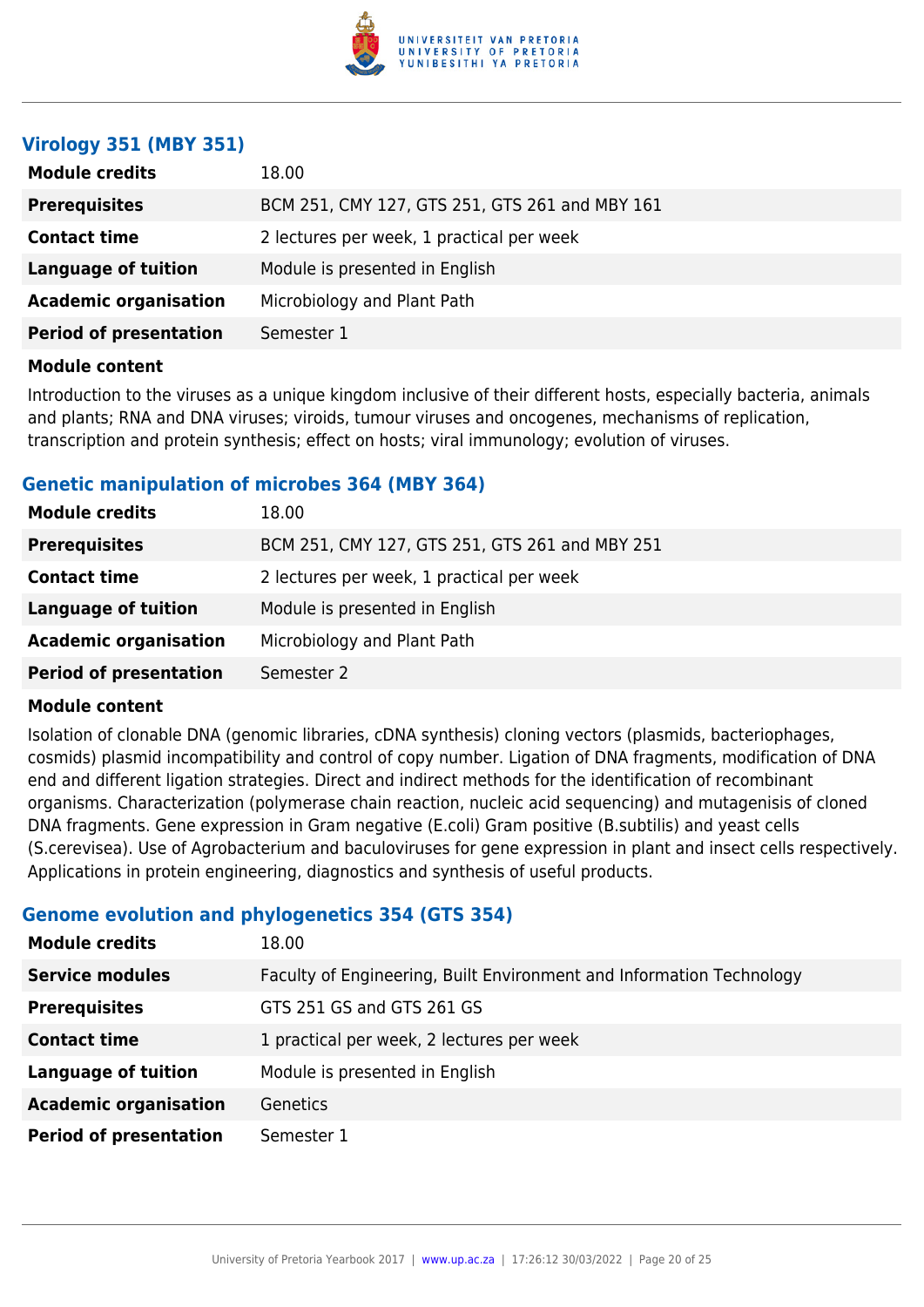### Virology 351 (MBY 351)

| | |
|---|---|
| **Module credits** | 18.00 |
| **Prerequisites** | BCM 251, CMY 127, GTS 251, GTS 261 and MBY 161 |
| **Contact time** | 2 lectures per week, 1 practical per week |
| **Language of tuition** | Module is presented in English |
| **Academic organisation** | Microbiology and Plant Path |
| **Period of presentation** | Semester 1 |

**Module content**

Introduction to the viruses as a unique kingdom inclusive of their different hosts, especially bacteria, animals and plants; RNA and DNA viruses; viroids, tumour viruses and oncogenes, mechanisms of replication, transcription and protein synthesis; effect on hosts; viral immunology; evolution of viruses.

### Genetic manipulation of microbes 364 (MBY 364)

| | |
|---|---|
| **Module credits** | 18.00 |
| **Prerequisites** | BCM 251, CMY 127, GTS 251, GTS 261 and MBY 251 |
| **Contact time** | 2 lectures per week, 1 practical per week |
| **Language of tuition** | Module is presented in English |
| **Academic organisation** | Microbiology and Plant Path |
| **Period of presentation** | Semester 2 |

**Module content**

Isolation of clonable DNA (genomic libraries, cDNA synthesis) cloning vectors (plasmids, bacteriophages, cosmids) plasmid incompatibility and control of copy number. Ligation of DNA fragments, modification of DNA end and different ligation strategies. Direct and indirect methods for the identification of recombinant organisms. Characterization (polymerase chain reaction, nucleic acid sequencing) and mutagenisis of cloned DNA fragments. Gene expression in Gram negative (E.coli) Gram positive (B.subtilis) and yeast cells (S.cerevisea). Use of Agrobacterium and baculoviruses for gene expression in plant and insect cells respectively. Applications in protein engineering, diagnostics and synthesis of useful products.

### Genome evolution and phylogenetics 354 (GTS 354)

| | |
|---|---|
| **Module credits** | 18.00 |
| **Service modules** | Faculty of Engineering, Built Environment and Information Technology |
| **Prerequisites** | GTS 251 GS and GTS 261 GS |
| **Contact time** | 1 practical per week, 2 lectures per week |
| **Language of tuition** | Module is presented in English |
| **Academic organisation** | Genetics |
| **Period of presentation** | Semester 1 |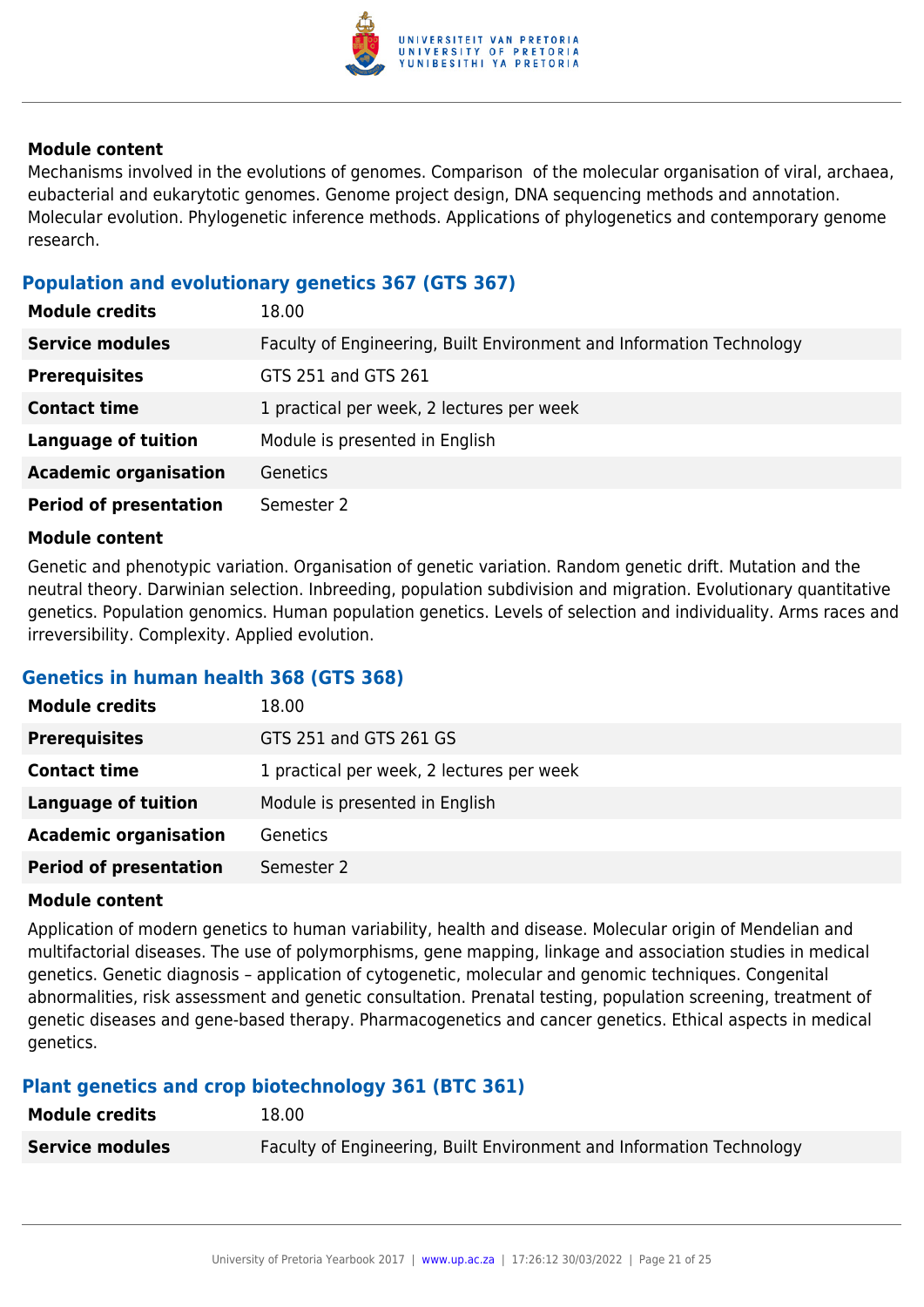#### Module content

Mechanisms involved in the evolutions of genomes. Comparison  of the molecular organisation of viral, archaea, eubacterial and eukarytotic genomes. Genome project design, DNA sequencing methods and annotation. Molecular evolution. Phylogenetic inference methods. Applications of phylogenetics and contemporary genome research.

### Population and evolutionary genetics 367 (GTS 367)

| | |
|---|---|
| **Module credits** | 18.00 |
| **Service modules** | Faculty of Engineering, Built Environment and Information Technology |
| **Prerequisites** | GTS 251 and GTS 261 |
| **Contact time** | 1 practical per week, 2 lectures per week |
| **Language of tuition** | Module is presented in English |
| **Academic organisation** | Genetics |
| **Period of presentation** | Semester 2 |

#### Module content

Genetic and phenotypic variation. Organisation of genetic variation. Random genetic drift. Mutation and the neutral theory. Darwinian selection. Inbreeding, population subdivision and migration. Evolutionary quantitative genetics. Population genomics. Human population genetics. Levels of selection and individuality. Arms races and irreversibility. Complexity. Applied evolution.

### Genetics in human health 368 (GTS 368)

| | |
|---|---|
| **Module credits** | 18.00 |
| **Prerequisites** | GTS 251 and GTS 261 GS |
| **Contact time** | 1 practical per week, 2 lectures per week |
| **Language of tuition** | Module is presented in English |
| **Academic organisation** | Genetics |
| **Period of presentation** | Semester 2 |

#### Module content

Application of modern genetics to human variability, health and disease. Molecular origin of Mendelian and multifactorial diseases. The use of polymorphisms, gene mapping, linkage and association studies in medical genetics. Genetic diagnosis – application of cytogenetic, molecular and genomic techniques. Congenital abnormalities, risk assessment and genetic consultation. Prenatal testing, population screening, treatment of genetic diseases and gene-based therapy. Pharmacogenetics and cancer genetics. Ethical aspects in medical genetics.

### Plant genetics and crop biotechnology 361 (BTC 361)

| | |
|---|---|
| **Module credits** | 18.00 |
| **Service modules** | Faculty of Engineering, Built Environment and Information Technology |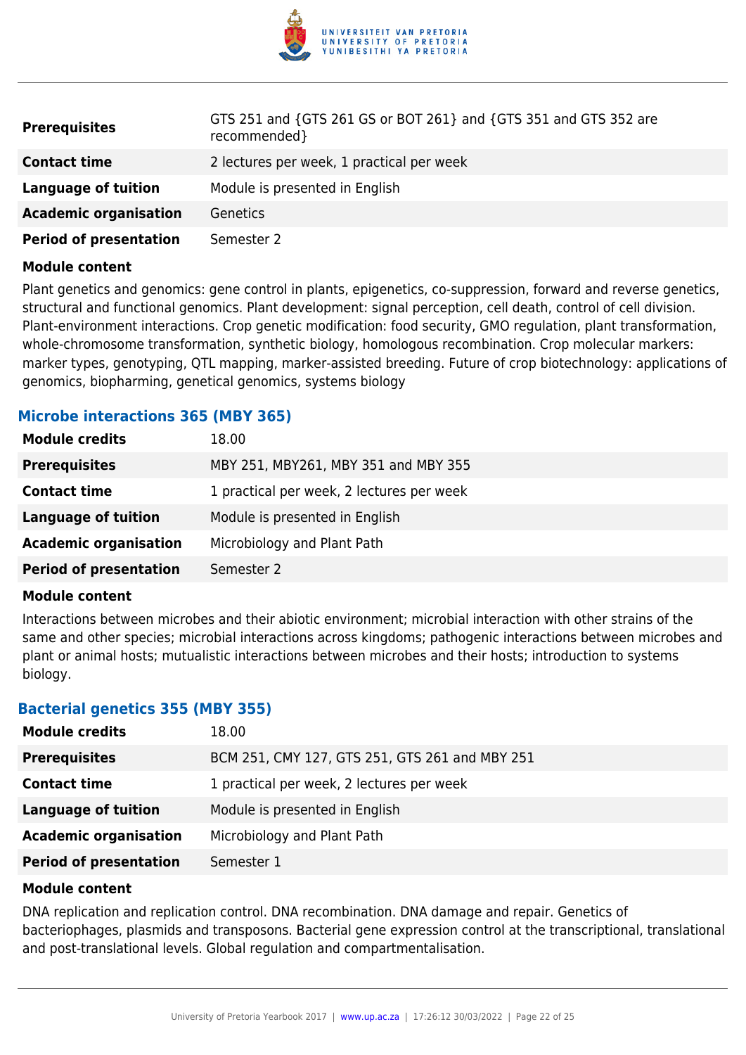| | |
|---|---|
| **Prerequisites** | GTS 251 and {GTS 261 GS or BOT 261} and {GTS 351 and GTS 352 are recommended} |
| **Contact time** | 2 lectures per week, 1 practical per week |
| **Language of tuition** | Module is presented in English |
| **Academic organisation** | Genetics |
| **Period of presentation** | Semester 2 |

**Module content**

Plant genetics and genomics: gene control in plants, epigenetics, co-suppression, forward and reverse genetics, structural and functional genomics. Plant development: signal perception, cell death, control of cell division. Plant-environment interactions. Crop genetic modification: food security, GMO regulation, plant transformation, whole-chromosome transformation, synthetic biology, homologous recombination. Crop molecular markers: marker types, genotyping, QTL mapping, marker-assisted breeding. Future of crop biotechnology: applications of genomics, biopharming, genetical genomics, systems biology

### Microbe interactions 365 (MBY 365)

| | |
|---|---|
| **Module credits** | 18.00 |
| **Prerequisites** | MBY 251, MBY261, MBY 351 and MBY 355 |
| **Contact time** | 1 practical per week, 2 lectures per week |
| **Language of tuition** | Module is presented in English |
| **Academic organisation** | Microbiology and Plant Path |
| **Period of presentation** | Semester 2 |

**Module content**

Interactions between microbes and their abiotic environment; microbial interaction with other strains of the same and other species; microbial interactions across kingdoms; pathogenic interactions between microbes and plant or animal hosts; mutualistic interactions between microbes and their hosts; introduction to systems biology.

### Bacterial genetics 355 (MBY 355)

| | |
|---|---|
| **Module credits** | 18.00 |
| **Prerequisites** | BCM 251, CMY 127, GTS 251, GTS 261 and MBY 251 |
| **Contact time** | 1 practical per week, 2 lectures per week |
| **Language of tuition** | Module is presented in English |
| **Academic organisation** | Microbiology and Plant Path |
| **Period of presentation** | Semester 1 |

**Module content**

DNA replication and replication control. DNA recombination. DNA damage and repair. Genetics of bacteriophages, plasmids and transposons. Bacterial gene expression control at the transcriptional, translational and post-translational levels. Global regulation and compartmentalisation.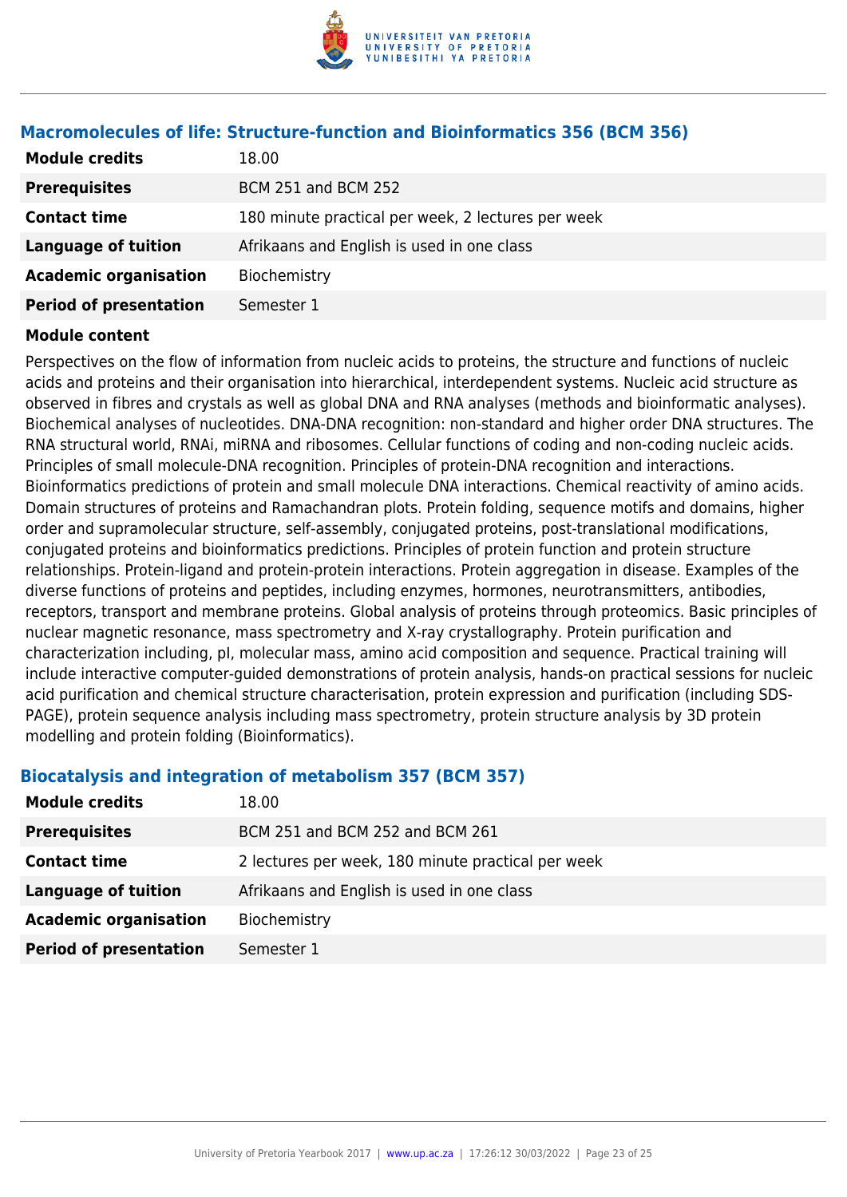### Macromolecules of life: Structure-function and Bioinformatics 356 (BCM 356)

| | |
|---|---|
| **Module credits** | 18.00 |
| **Prerequisites** | BCM 251 and BCM 252 |
| **Contact time** | 180 minute practical per week, 2 lectures per week |
| **Language of tuition** | Afrikaans and English is used in one class |
| **Academic organisation** | Biochemistry |
| **Period of presentation** | Semester 1 |

**Module content**

Perspectives on the flow of information from nucleic acids to proteins, the structure and functions of nucleic acids and proteins and their organisation into hierarchical, interdependent systems. Nucleic acid structure as observed in fibres and crystals as well as global DNA and RNA analyses (methods and bioinformatic analyses). Biochemical analyses of nucleotides. DNA-DNA recognition: non-standard and higher order DNA structures. The RNA structural world, RNAi, miRNA and ribosomes. Cellular functions of coding and non-coding nucleic acids. Principles of small molecule-DNA recognition. Principles of protein-DNA recognition and interactions. Bioinformatics predictions of protein and small molecule DNA interactions. Chemical reactivity of amino acids. Domain structures of proteins and Ramachandran plots. Protein folding, sequence motifs and domains, higher order and supramolecular structure, self-assembly, conjugated proteins, post-translational modifications, conjugated proteins and bioinformatics predictions. Principles of protein function and protein structure relationships. Protein-ligand and protein-protein interactions. Protein aggregation in disease. Examples of the diverse functions of proteins and peptides, including enzymes, hormones, neurotransmitters, antibodies, receptors, transport and membrane proteins. Global analysis of proteins through proteomics. Basic principles of nuclear magnetic resonance, mass spectrometry and X-ray crystallography. Protein purification and characterization including, pI, molecular mass, amino acid composition and sequence. Practical training will include interactive computer-guided demonstrations of protein analysis, hands-on practical sessions for nucleic acid purification and chemical structure characterisation, protein expression and purification (including SDS-PAGE), protein sequence analysis including mass spectrometry, protein structure analysis by 3D protein modelling and protein folding (Bioinformatics).

### Biocatalysis and integration of metabolism 357 (BCM 357)

| | |
|---|---|
| **Module credits** | 18.00 |
| **Prerequisites** | BCM 251 and BCM 252 and BCM 261 |
| **Contact time** | 2 lectures per week, 180 minute practical per week |
| **Language of tuition** | Afrikaans and English is used in one class |
| **Academic organisation** | Biochemistry |
| **Period of presentation** | Semester 1 |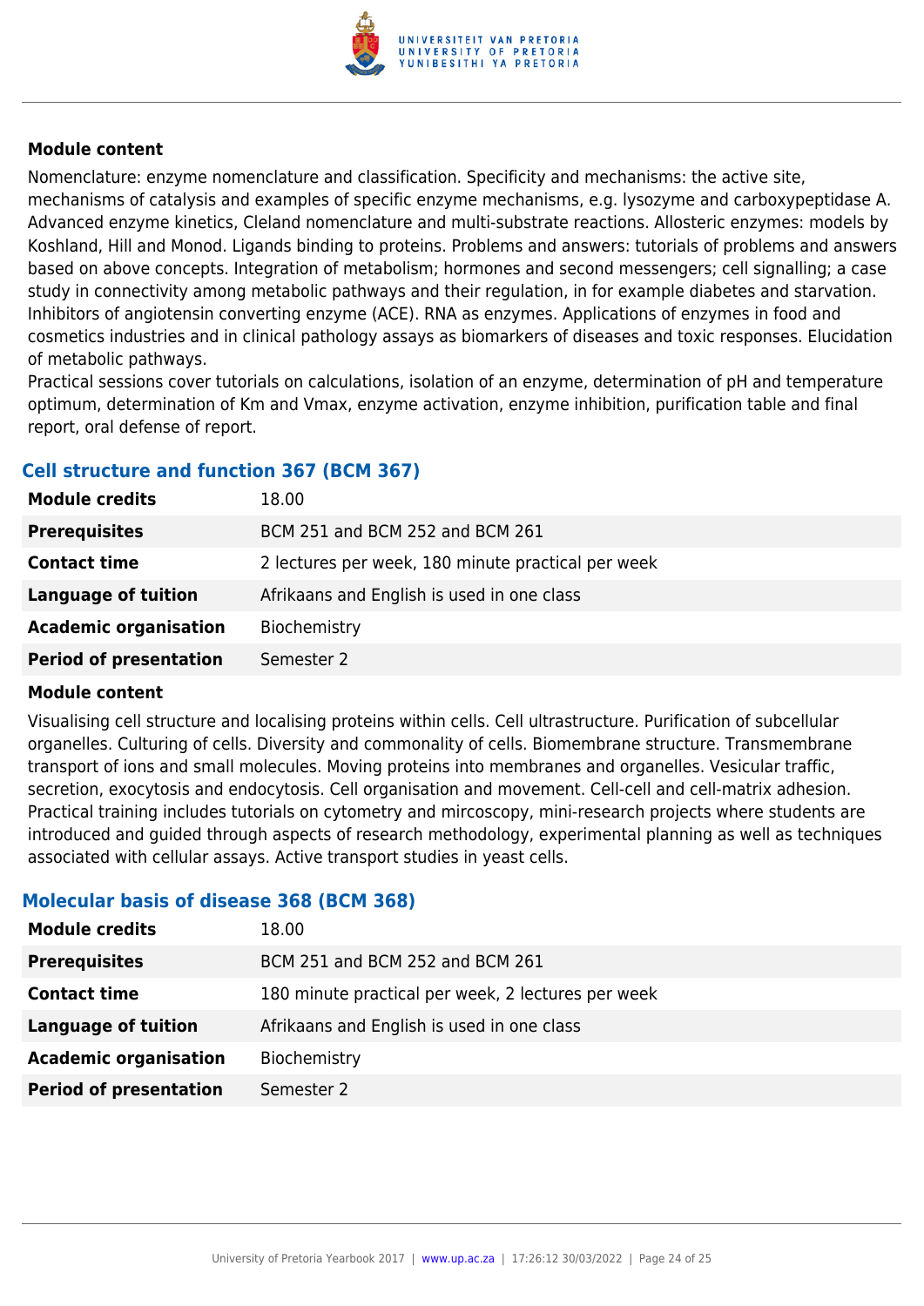**Module content**

Nomenclature: enzyme nomenclature and classification. Specificity and mechanisms: the active site, mechanisms of catalysis and examples of specific enzyme mechanisms, e.g. lysozyme and carboxypeptidase A. Advanced enzyme kinetics, Cleland nomenclature and multi-substrate reactions. Allosteric enzymes: models by Koshland, Hill and Monod. Ligands binding to proteins. Problems and answers: tutorials of problems and answers based on above concepts. Integration of metabolism; hormones and second messengers; cell signalling; a case study in connectivity among metabolic pathways and their regulation, in for example diabetes and starvation. Inhibitors of angiotensin converting enzyme (ACE). RNA as enzymes. Applications of enzymes in food and cosmetics industries and in clinical pathology assays as biomarkers of diseases and toxic responses. Elucidation of metabolic pathways.
Practical sessions cover tutorials on calculations, isolation of an enzyme, determination of pH and temperature optimum, determination of Km and Vmax, enzyme activation, enzyme inhibition, purification table and final report, oral defense of report.

## Cell structure and function 367 (BCM 367)

| | |
|---|---|
| **Module credits** | 18.00 |
| **Prerequisites** | BCM 251 and BCM 252 and BCM 261 |
| **Contact time** | 2 lectures per week, 180 minute practical per week |
| **Language of tuition** | Afrikaans and English is used in one class |
| **Academic organisation** | Biochemistry |
| **Period of presentation** | Semester 2 |

**Module content**

Visualising cell structure and localising proteins within cells. Cell ultrastructure. Purification of subcellular organelles. Culturing of cells. Diversity and commonality of cells. Biomembrane structure. Transmembrane transport of ions and small molecules. Moving proteins into membranes and organelles. Vesicular traffic, secretion, exocytosis and endocytosis. Cell organisation and movement. Cell-cell and cell-matrix adhesion. Practical training includes tutorials on cytometry and mircoscopy, mini-research projects where students are introduced and guided through aspects of research methodology, experimental planning as well as techniques associated with cellular assays. Active transport studies in yeast cells.

## Molecular basis of disease 368 (BCM 368)

| | |
|---|---|
| **Module credits** | 18.00 |
| **Prerequisites** | BCM 251 and BCM 252 and BCM 261 |
| **Contact time** | 180 minute practical per week, 2 lectures per week |
| **Language of tuition** | Afrikaans and English is used in one class |
| **Academic organisation** | Biochemistry |
| **Period of presentation** | Semester 2 |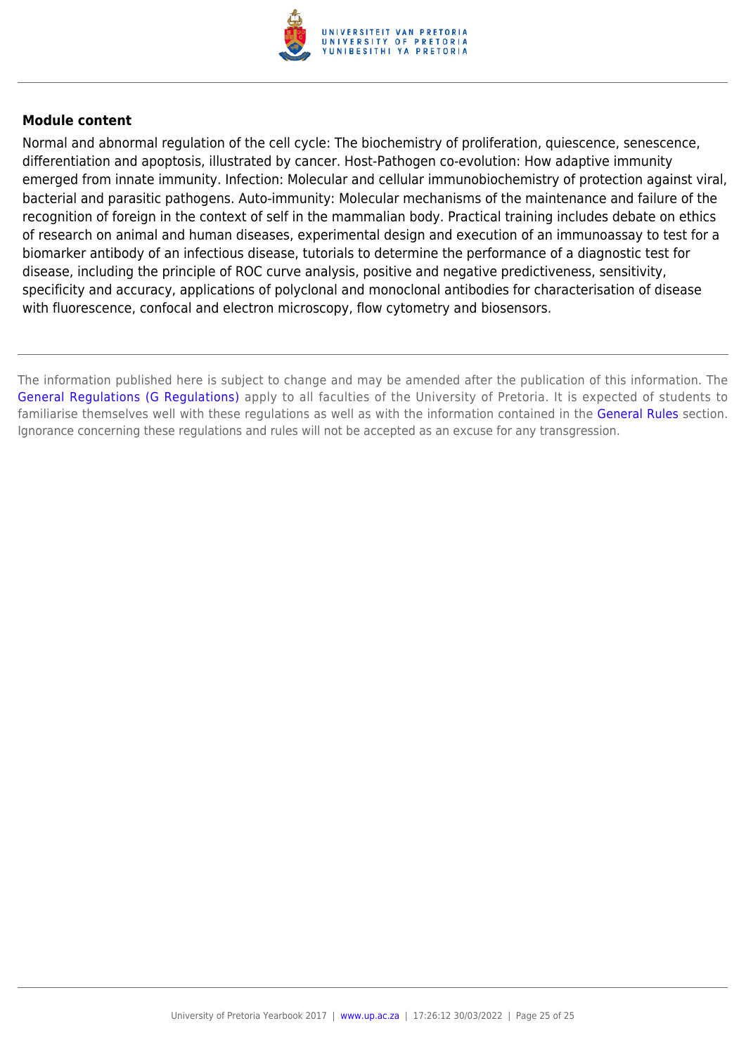**Module content**

Normal and abnormal regulation of the cell cycle: The biochemistry of proliferation, quiescence, senescence, differentiation and apoptosis, illustrated by cancer. Host-Pathogen co-evolution: How adaptive immunity emerged from innate immunity. Infection: Molecular and cellular immunobiochemistry of protection against viral, bacterial and parasitic pathogens. Auto-immunity: Molecular mechanisms of the maintenance and failure of the recognition of foreign in the context of self in the mammalian body. Practical training includes debate on ethics of research on animal and human diseases, experimental design and execution of an immunoassay to test for a biomarker antibody of an infectious disease, tutorials to determine the performance of a diagnostic test for disease, including the principle of ROC curve analysis, positive and negative predictiveness, sensitivity, specificity and accuracy, applications of polyclonal and monoclonal antibodies for characterisation of disease with fluorescence, confocal and electron microscopy, flow cytometry and biosensors.

The information published here is subject to change and may be amended after the publication of this information. The General Regulations (G Regulations) apply to all faculties of the University of Pretoria. It is expected of students to familiarise themselves well with these regulations as well as with the information contained in the General Rules section. Ignorance concerning these regulations and rules will not be accepted as an excuse for any transgression.